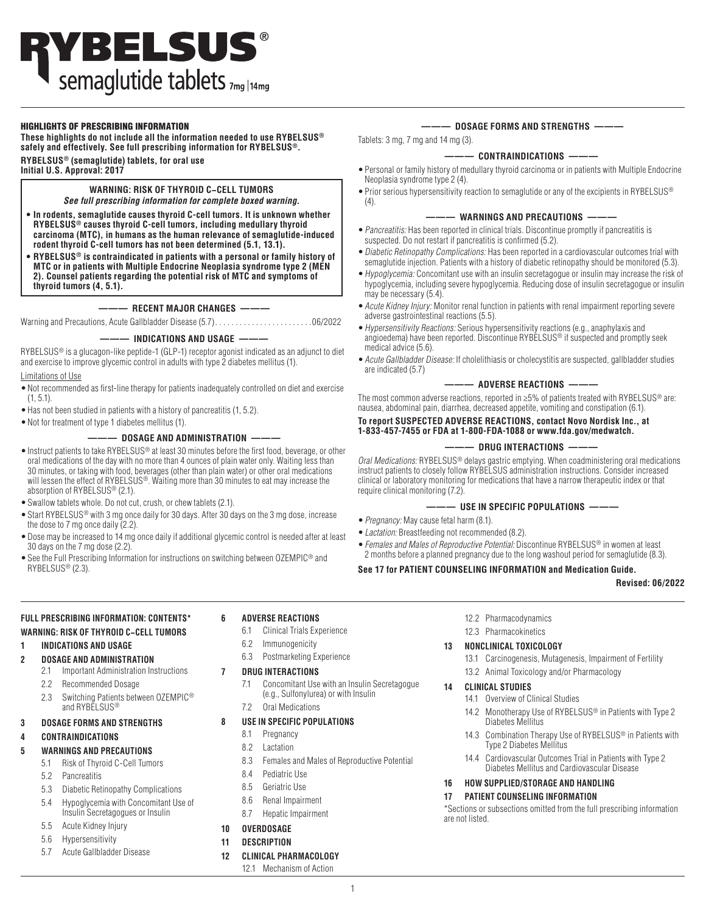# RYBELSUS®

## semaglutide tablets 7mg | 14mg

### HIGHLIGHTS OF PRESCRIBING INFORMATION

**These highlights do not include all the information needed to use RYBELSUS® safely and effectively. See full prescribing information for RYBELSUS®.**

**RYBELSUS® (semaglutide) tablets, for oral use**
**Initial U.S. Approval: 2017**

> **WARNING: RISK OF THYROID C-CELL TUMORS**
> ***See full prescribing information for complete boxed warning.***
>
> - **In rodents, semaglutide causes thyroid C-cell tumors. It is unknown whether RYBELSUS® causes thyroid C-cell tumors, including medullary thyroid carcinoma (MTC), in humans as the human relevance of semaglutide-induced rodent thyroid C-cell tumors has not been determined (5.1, 13.1).**
> - **RYBELSUS® is contraindicated in patients with a personal or family history of MTC or in patients with Multiple Endocrine Neoplasia syndrome type 2 (MEN 2). Counsel patients regarding the potential risk of MTC and symptoms of thyroid tumors (4, 5.1).**

#### ——— RECENT MAJOR CHANGES ———

Warning and Precautions, Acute Gallbladder Disease (5.7)........................06/2022

#### ——— INDICATIONS AND USAGE ———

RYBELSUS® is a glucagon-like peptide-1 (GLP-1) receptor agonist indicated as an adjunct to diet and exercise to improve glycemic control in adults with type 2 diabetes mellitus (1).

Limitations of Use

- Not recommended as first-line therapy for patients inadequately controlled on diet and exercise (1, 5.1).
- Has not been studied in patients with a history of pancreatitis (1, 5.2).
- Not for treatment of type 1 diabetes mellitus (1).

#### ——— DOSAGE AND ADMINISTRATION ———

- Instruct patients to take RYBELSUS® at least 30 minutes before the first food, beverage, or other oral medications of the day with no more than 4 ounces of plain water only. Waiting less than 30 minutes, or taking with food, beverages (other than plain water) or other oral medications will lessen the effect of RYBELSUS®. Waiting more than 30 minutes to eat may increase the absorption of RYBELSUS® (2.1).
- Swallow tablets whole. Do not cut, crush, or chew tablets (2.1).
- Start RYBELSUS® with 3 mg once daily for 30 days. After 30 days on the 3 mg dose, increase the dose to 7 mg once daily (2.2).
- Dose may be increased to 14 mg once daily if additional glycemic control is needed after at least 30 days on the 7 mg dose (2.2).
- See the Full Prescribing Information for instructions on switching between OZEMPIC® and RYBELSUS® (2.3).

#### ——— DOSAGE FORMS AND STRENGTHS ———

Tablets: 3 mg, 7 mg and 14 mg (3).

#### ——— CONTRAINDICATIONS ———

- Personal or family history of medullary thyroid carcinoma or in patients with Multiple Endocrine Neoplasia syndrome type 2 (4).
- Prior serious hypersensitivity reaction to semaglutide or any of the excipients in RYBELSUS® (4).

#### ——— WARNINGS AND PRECAUTIONS ———

- *Pancreatitis:* Has been reported in clinical trials. Discontinue promptly if pancreatitis is suspected. Do not restart if pancreatitis is confirmed (5.2).
- *Diabetic Retinopathy Complications:* Has been reported in a cardiovascular outcomes trial with semaglutide injection. Patients with a history of diabetic retinopathy should be monitored (5.3).
- *Hypoglycemia:* Concomitant use with an insulin secretagogue or insulin may increase the risk of hypoglycemia, including severe hypoglycemia. Reducing dose of insulin secretagogue or insulin may be necessary (5.4).
- *Acute Kidney Injury:* Monitor renal function in patients with renal impairment reporting severe adverse gastrointestinal reactions (5.5).
- *Hypersensitivity Reactions:* Serious hypersensitivity reactions (e.g., anaphylaxis and angioedema) have been reported. Discontinue RYBELSUS® if suspected and promptly seek medical advice (5.6).
- *Acute Gallbladder Disease:* If cholelithiasis or cholecystitis are suspected, gallbladder studies are indicated (5.7)

#### ——— ADVERSE REACTIONS ———

The most common adverse reactions, reported in ≥5% of patients treated with RYBELSUS® are: nausea, abdominal pain, diarrhea, decreased appetite, vomiting and constipation (6.1).

**To report SUSPECTED ADVERSE REACTIONS, contact Novo Nordisk Inc., at 1-833-457-7455 or FDA at 1-800-FDA-1088 or www.fda.gov/medwatch.**

#### ——— DRUG INTERACTIONS ———

*Oral Medications:* RYBELSUS® delays gastric emptying. When coadministering oral medications instruct patients to closely follow RYBELSUS administration instructions. Consider increased clinical or laboratory monitoring for medications that have a narrow therapeutic index or that require clinical monitoring (7.2).

#### ——— USE IN SPECIFIC POPULATIONS ———

- *Pregnancy:* May cause fetal harm (8.1).
- *Lactation:* Breastfeeding not recommended (8.2).
- *Females and Males of Reproductive Potential:* Discontinue RYBELSUS® in women at least 2 months before a planned pregnancy due to the long washout period for semaglutide (8.3).

**See 17 for PATIENT COUNSELING INFORMATION and Medication Guide.**

**Revised: 06/2022**

---

### FULL PRESCRIBING INFORMATION: CONTENTS*

**WARNING: RISK OF THYROID C-CELL TUMORS**

**1 INDICATIONS AND USAGE**

**2 DOSAGE AND ADMINISTRATION**
- 2.1 Important Administration Instructions
- 2.2 Recommended Dosage
- 2.3 Switching Patients between OZEMPIC® and RYBELSUS®

**3 DOSAGE FORMS AND STRENGTHS**

**4 CONTRAINDICATIONS**

**5 WARNINGS AND PRECAUTIONS**
- 5.1 Risk of Thyroid C-Cell Tumors
- 5.2 Pancreatitis
- 5.3 Diabetic Retinopathy Complications
- 5.4 Hypoglycemia with Concomitant Use of Insulin Secretagogues or Insulin
- 5.5 Acute Kidney Injury
- 5.6 Hypersensitivity
- 5.7 Acute Gallbladder Disease

**6 ADVERSE REACTIONS**
- 6.1 Clinical Trials Experience
- 6.2 Immunogenicity
- 6.3 Postmarketing Experience

**7 DRUG INTERACTIONS**
- 7.1 Concomitant Use with an Insulin Secretagogue (e.g., Sulfonylurea) or with Insulin
- 7.2 Oral Medications

**8 USE IN SPECIFIC POPULATIONS**
- 8.1 Pregnancy
- 8.2 Lactation
- 8.3 Females and Males of Reproductive Potential
- 8.4 Pediatric Use
- 8.5 Geriatric Use
- 8.6 Renal Impairment
- 8.7 Hepatic Impairment

**10 OVERDOSAGE**

**11 DESCRIPTION**

**12 CLINICAL PHARMACOLOGY**
- 12.1 Mechanism of Action
- 12.2 Pharmacodynamics
- 12.3 Pharmacokinetics

**13 NONCLINICAL TOXICOLOGY**
- 13.1 Carcinogenesis, Mutagenesis, Impairment of Fertility
- 13.2 Animal Toxicology and/or Pharmacology

**14 CLINICAL STUDIES**
- 14.1 Overview of Clinical Studies
- 14.2 Monotherapy Use of RYBELSUS® in Patients with Type 2 Diabetes Mellitus
- 14.3 Combination Therapy Use of RYBELSUS® in Patients with Type 2 Diabetes Mellitus
- 14.4 Cardiovascular Outcomes Trial in Patients with Type 2 Diabetes Mellitus and Cardiovascular Disease

**16 HOW SUPPLIED/STORAGE AND HANDLING**

**17 PATIENT COUNSELING INFORMATION**

*Sections or subsections omitted from the full prescribing information are not listed.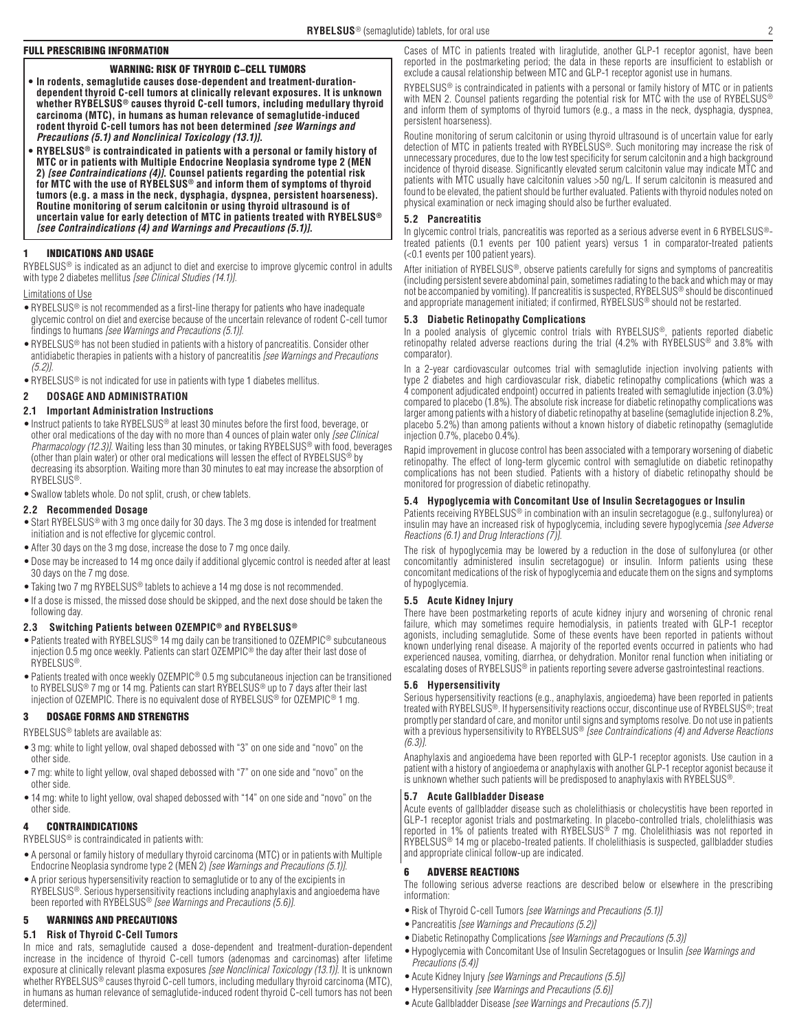## FULL PRESCRIBING INFORMATION

### WARNING: RISK OF THYROID C-CELL TUMORS

- **In rodents, semaglutide causes dose-dependent and treatment-duration-dependent thyroid C-cell tumors at clinically relevant exposures. It is unknown whether RYBELSUS® causes thyroid C-cell tumors, including medullary thyroid carcinoma (MTC), in humans as human relevance of semaglutide-induced rodent thyroid C-cell tumors has not been determined** ***[see Warnings and Precautions (5.1) and Nonclinical Toxicology (13.1)]*****.**
- **RYBELSUS® is contraindicated in patients with a personal or family history of MTC or in patients with Multiple Endocrine Neoplasia syndrome type 2 (MEN 2)** ***[see Contraindications (4)]*****. Counsel patients regarding the potential risk for MTC with the use of RYBELSUS® and inform them of symptoms of thyroid tumors (e.g. a mass in the neck, dysphagia, dyspnea, persistent hoarseness). Routine monitoring of serum calcitonin or using thyroid ultrasound is of uncertain value for early detection of MTC in patients treated with RYBELSUS®** ***[see Contraindications (4) and Warnings and Precautions (5.1)]*****.**

## 1 INDICATIONS AND USAGE

RYBELSUS® is indicated as an adjunct to diet and exercise to improve glycemic control in adults with type 2 diabetes mellitus *[see Clinical Studies (14.1)]*.

Limitations of Use

- RYBELSUS® is not recommended as a first-line therapy for patients who have inadequate glycemic control on diet and exercise because of the uncertain relevance of rodent C-cell tumor findings to humans *[see Warnings and Precautions (5.1)]*.
- RYBELSUS® has not been studied in patients with a history of pancreatitis. Consider other antidiabetic therapies in patients with a history of pancreatitis *[see Warnings and Precautions (5.2)]*.
- RYBELSUS® is not indicated for use in patients with type 1 diabetes mellitus.

## 2 DOSAGE AND ADMINISTRATION

### 2.1 Important Administration Instructions

- Instruct patients to take RYBELSUS® at least 30 minutes before the first food, beverage, or other oral medications of the day with no more than 4 ounces of plain water only *[see Clinical Pharmacology (12.3)]*. Waiting less than 30 minutes, or taking RYBELSUS® with food, beverages (other than plain water) or other oral medications will lessen the effect of RYBELSUS® by decreasing its absorption. Waiting more than 30 minutes to eat may increase the absorption of RYBELSUS®.
- Swallow tablets whole. Do not split, crush, or chew tablets.

### 2.2 Recommended Dosage

- Start RYBELSUS® with 3 mg once daily for 30 days. The 3 mg dose is intended for treatment initiation and is not effective for glycemic control.
- After 30 days on the 3 mg dose, increase the dose to 7 mg once daily.
- Dose may be increased to 14 mg once daily if additional glycemic control is needed after at least 30 days on the 7 mg dose.
- Taking two 7 mg RYBELSUS® tablets to achieve a 14 mg dose is not recommended.
- If a dose is missed, the missed dose should be skipped, and the next dose should be taken the following day.

### 2.3 Switching Patients between OZEMPIC® and RYBELSUS®

- Patients treated with RYBELSUS® 14 mg daily can be transitioned to OZEMPIC® subcutaneous injection 0.5 mg once weekly. Patients can start OZEMPIC® the day after their last dose of RYBELSUS®.
- Patients treated with once weekly OZEMPIC® 0.5 mg subcutaneous injection can be transitioned to RYBELSUS® 7 mg or 14 mg. Patients can start RYBELSUS® up to 7 days after their last injection of OZEMPIC. There is no equivalent dose of RYBELSUS® for OZEMPIC® 1 mg.

## 3 DOSAGE FORMS AND STRENGTHS

RYBELSUS® tablets are available as:

- 3 mg: white to light yellow, oval shaped debossed with "3" on one side and "novo" on the other side.
- 7 mg: white to light yellow, oval shaped debossed with "7" on one side and "novo" on the other side.
- 14 mg: white to light yellow, oval shaped debossed with "14" on one side and "novo" on the other side.

## 4 CONTRAINDICATIONS

RYBELSUS® is contraindicated in patients with:

- A personal or family history of medullary thyroid carcinoma (MTC) or in patients with Multiple Endocrine Neoplasia syndrome type 2 (MEN 2) *[see Warnings and Precautions (5.1)]*.
- A prior serious hypersensitivity reaction to semaglutide or to any of the excipients in RYBELSUS®. Serious hypersensitivity reactions including anaphylaxis and angioedema have been reported with RYBELSUS® *[see Warnings and Precautions (5.6)]*.

## 5 WARNINGS AND PRECAUTIONS

### 5.1 Risk of Thyroid C-Cell Tumors

In mice and rats, semaglutide caused a dose-dependent and treatment-duration-dependent increase in the incidence of thyroid C-cell tumors (adenomas and carcinomas) after lifetime exposure at clinically relevant plasma exposures *[see Nonclinical Toxicology (13.1)]*. It is unknown whether RYBELSUS® causes thyroid C-cell tumors, including medullary thyroid carcinoma (MTC), in humans as human relevance of semaglutide-induced rodent thyroid C-cell tumors has not been determined.

Cases of MTC in patients treated with liraglutide, another GLP-1 receptor agonist, have been reported in the postmarketing period; the data in these reports are insufficient to establish or exclude a causal relationship between MTC and GLP-1 receptor agonist use in humans.

RYBELSUS® is contraindicated in patients with a personal or family history of MTC or in patients with MEN 2. Counsel patients regarding the potential risk for MTC with the use of RYBELSUS® and inform them of symptoms of thyroid tumors (e.g., a mass in the neck, dysphagia, dyspnea, persistent hoarseness).

Routine monitoring of serum calcitonin or using thyroid ultrasound is of uncertain value for early detection of MTC in patients treated with RYBELSUS®. Such monitoring may increase the risk of unnecessary procedures, due to the low test specificity for serum calcitonin and a high background incidence of thyroid disease. Significantly elevated serum calcitonin value may indicate MTC and patients with MTC usually have calcitonin values >50 ng/L. If serum calcitonin is measured and found to be elevated, the patient should be further evaluated. Patients with thyroid nodules noted on physical examination or neck imaging should also be further evaluated.

### 5.2 Pancreatitis

In glycemic control trials, pancreatitis was reported as a serious adverse event in 6 RYBELSUS®-treated patients (0.1 events per 100 patient years) versus 1 in comparator-treated patients (<0.1 events per 100 patient years).

After initiation of RYBELSUS®, observe patients carefully for signs and symptoms of pancreatitis (including persistent severe abdominal pain, sometimes radiating to the back and which may or may not be accompanied by vomiting). If pancreatitis is suspected, RYBELSUS® should be discontinued and appropriate management initiated; if confirmed, RYBELSUS® should not be restarted.

### 5.3 Diabetic Retinopathy Complications

In a pooled analysis of glycemic control trials with RYBELSUS®, patients reported diabetic retinopathy related adverse reactions during the trial (4.2% with RYBELSUS® and 3.8% with comparator).

In a 2-year cardiovascular outcomes trial with semaglutide injection involving patients with type 2 diabetes and high cardiovascular risk, diabetic retinopathy complications (which was a 4 component adjudicated endpoint) occurred in patients treated with semaglutide injection (3.0%) compared to placebo (1.8%). The absolute risk increase for diabetic retinopathy complications was larger among patients with a history of diabetic retinopathy at baseline (semaglutide injection 8.2%, placebo 5.2%) than among patients without a known history of diabetic retinopathy (semaglutide injection 0.7%, placebo 0.4%).

Rapid improvement in glucose control has been associated with a temporary worsening of diabetic retinopathy. The effect of long-term glycemic control with semaglutide on diabetic retinopathy complications has not been studied. Patients with a history of diabetic retinopathy should be monitored for progression of diabetic retinopathy.

### 5.4 Hypoglycemia with Concomitant Use of Insulin Secretagogues or Insulin

Patients receiving RYBELSUS® in combination with an insulin secretagogue (e.g., sulfonylurea) or insulin may have an increased risk of hypoglycemia, including severe hypoglycemia *[see Adverse Reactions (6.1) and Drug Interactions (7)]*.

The risk of hypoglycemia may be lowered by a reduction in the dose of sulfonylurea (or other concomitantly administered insulin secretagogue) or insulin. Inform patients using these concomitant medications of the risk of hypoglycemia and educate them on the signs and symptoms of hypoglycemia.

### 5.5 Acute Kidney Injury

There have been postmarketing reports of acute kidney injury and worsening of chronic renal failure, which may sometimes require hemodialysis, in patients treated with GLP-1 receptor agonists, including semaglutide. Some of these events have been reported in patients without known underlying renal disease. A majority of the reported events occurred in patients who had experienced nausea, vomiting, diarrhea, or dehydration. Monitor renal function when initiating or escalating doses of RYBELSUS® in patients reporting severe adverse gastrointestinal reactions.

### 5.6 Hypersensitivity

Serious hypersensitivity reactions (e.g., anaphylaxis, angioedema) have been reported in patients treated with RYBELSUS®. If hypersensitivity reactions occur, discontinue use of RYBELSUS®; treat promptly per standard of care, and monitor until signs and symptoms resolve. Do not use in patients with a previous hypersensitivity to RYBELSUS® *[see Contraindications (4) and Adverse Reactions (6.3)]*.

Anaphylaxis and angioedema have been reported with GLP-1 receptor agonists. Use caution in a patient with a history of angioedema or anaphylaxis with another GLP-1 receptor agonist because it is unknown whether such patients will be predisposed to anaphylaxis with RYBELSUS®.

### 5.7 Acute Gallbladder Disease

Acute events of gallbladder disease such as cholelithiasis or cholecystitis have been reported in GLP-1 receptor agonist trials and postmarketing. In placebo-controlled trials, cholelithiasis was reported in 1% of patients treated with RYBELSUS® 7 mg. Cholelithiasis was not reported in RYBELSUS® 14 mg or placebo-treated patients. If cholelithiasis is suspected, gallbladder studies and appropriate clinical follow-up are indicated.

## 6 ADVERSE REACTIONS

The following serious adverse reactions are described below or elsewhere in the prescribing information:

- Risk of Thyroid C-cell Tumors *[see Warnings and Precautions (5.1)]*
- Pancreatitis *[see Warnings and Precautions (5.2)]*
- Diabetic Retinopathy Complications *[see Warnings and Precautions (5.3)]*
- Hypoglycemia with Concomitant Use of Insulin Secretagogues or Insulin *[see Warnings and Precautions (5.4)]*
- Acute Kidney Injury *[see Warnings and Precautions (5.5)]*
- Hypersensitivity *[see Warnings and Precautions (5.6)]*
- Acute Gallbladder Disease *[see Warnings and Precautions (5.7)]*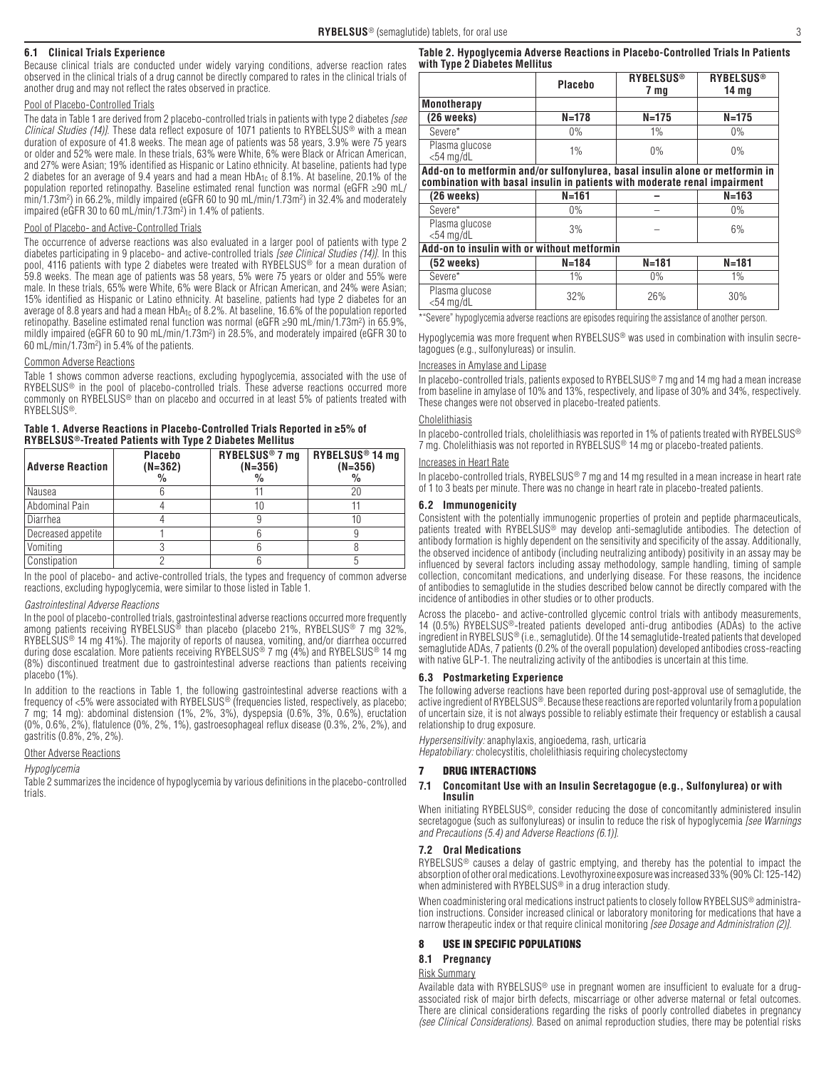### 6.1 Clinical Trials Experience

Because clinical trials are conducted under widely varying conditions, adverse reaction rates observed in the clinical trials of a drug cannot be directly compared to rates in the clinical trials of another drug and may not reflect the rates observed in practice.

Pool of Placebo-Controlled Trials

The data in Table 1 are derived from 2 placebo-controlled trials in patients with type 2 diabetes *[see Clinical Studies (14)]*. These data reflect exposure of 1071 patients to RYBELSUS® with a mean duration of exposure of 41.8 weeks. The mean age of patients was 58 years, 3.9% were 75 years or older and 52% were male. In these trials, 63% were White, 6% were Black or African American, and 27% were Asian; 19% identified as Hispanic or Latino ethnicity. At baseline, patients had type 2 diabetes for an average of 9.4 years and had a mean $HbA_{1c}$ of 8.1%. At baseline, 20.1% of the population reported retinopathy. Baseline estimated renal function was normal (eGFR ≥90 mL/min/1.73m²) in 66.2%, mildly impaired (eGFR 60 to 90 mL/min/1.73m²) in 32.4% and moderately impaired (eGFR 30 to 60 mL/min/1.73m²) in 1.4% of patients.

Pool of Placebo- and Active-Controlled Trials

The occurrence of adverse reactions was also evaluated in a larger pool of patients with type 2 diabetes participating in 9 placebo- and active-controlled trials *[see Clinical Studies (14)]*. In this pool, 4116 patients with type 2 diabetes were treated with RYBELSUS® for a mean duration of 59.8 weeks. The mean age of patients was 58 years, 5% were 75 years or older and 55% were male. In these trials, 65% were White, 6% were Black or African American, and 24% were Asian; 15% identified as Hispanic or Latino ethnicity. At baseline, patients had type 2 diabetes for an average of 8.8 years and had a mean $HbA_{1c}$ of 8.2%. At baseline, 16.6% of the population reported retinopathy. Baseline estimated renal function was normal (eGFR ≥90 mL/min/1.73m²) in 65.9%, mildly impaired (eGFR 60 to 90 mL/min/1.73m²) in 28.5%, and moderately impaired (eGFR 30 to 60 mL/min/1.73m²) in 5.4% of the patients.

Common Adverse Reactions

Table 1 shows common adverse reactions, excluding hypoglycemia, associated with the use of RYBELSUS® in the pool of placebo-controlled trials. These adverse reactions occurred more commonly on RYBELSUS® than on placebo and occurred in at least 5% of patients treated with RYBELSUS®.

**Table 1. Adverse Reactions in Placebo-Controlled Trials Reported in ≥5% of RYBELSUS®-Treated Patients with Type 2 Diabetes Mellitus**

| Adverse Reaction | Placebo (N=362) % | RYBELSUS® 7 mg (N=356) % | RYBELSUS® 14 mg (N=356) % |
|---|---|---|---|
| Nausea | 6 | 11 | 20 |
| Abdominal Pain | 4 | 10 | 11 |
| Diarrhea | 4 | 9 | 10 |
| Decreased appetite | 1 | 6 | 9 |
| Vomiting | 3 | 6 | 8 |
| Constipation | 2 | 6 | 5 |

In the pool of placebo- and active-controlled trials, the types and frequency of common adverse reactions, excluding hypoglycemia, were similar to those listed in Table 1.

*Gastrointestinal Adverse Reactions*

In the pool of placebo-controlled trials, gastrointestinal adverse reactions occurred more frequently among patients receiving RYBELSUS® than placebo (placebo 21%, RYBELSUS® 7 mg 32%, RYBELSUS® 14 mg 41%). The majority of reports of nausea, vomiting, and/or diarrhea occurred during dose escalation. More patients receiving RYBELSUS® 7 mg (4%) and RYBELSUS® 14 mg (8%) discontinued treatment due to gastrointestinal adverse reactions than patients receiving placebo (1%).

In addition to the reactions in Table 1, the following gastrointestinal adverse reactions with a frequency of <5% were associated with RYBELSUS® (frequencies listed, respectively, as placebo; 7 mg; 14 mg): abdominal distension (1%, 2%, 3%), dyspepsia (0.6%, 3%, 0.6%), eructation (0%, 0.6%, 2%), flatulence (0%, 2%, 1%), gastroesophageal reflux disease (0.3%, 2%, 2%), and gastritis (0.8%, 2%, 2%).

Other Adverse Reactions

*Hypoglycemia*

Table 2 summarizes the incidence of hypoglycemia by various definitions in the placebo-controlled trials.

**Table 2. Hypoglycemia Adverse Reactions in Placebo-Controlled Trials In Patients with Type 2 Diabetes Mellitus**

| | Placebo | RYBELSUS® 7 mg | RYBELSUS® 14 mg |
|---|---|---|---|
| **Monotherapy** | | | |
| **(26 weeks)** | **N=178** | **N=175** | **N=175** |
| Severe* | 0% | 1% | 0% |
| Plasma glucose <54 mg/dL | 1% | 0% | 0% |
| **Add-on to metformin and/or sulfonylurea, basal insulin alone or metformin in combination with basal insulin in patients with moderate renal impairment** | | | |
| **(26 weeks)** | **N=161** | **–** | **N=163** |
| Severe* | 0% | – | 0% |
| Plasma glucose <54 mg/dL | 3% | – | 6% |
| **Add-on to insulin with or without metformin** | | | |
| **(52 weeks)** | **N=184** | **N=181** | **N=181** |
| Severe* | 1% | 0% | 1% |
| Plasma glucose <54 mg/dL | 32% | 26% | 30% |

*"Severe" hypoglycemia adverse reactions are episodes requiring the assistance of another person.

Hypoglycemia was more frequent when RYBELSUS® was used in combination with insulin secretagogues (e.g., sulfonylureas) or insulin.

Increases in Amylase and Lipase

In placebo-controlled trials, patients exposed to RYBELSUS® 7 mg and 14 mg had a mean increase from baseline in amylase of 10% and 13%, respectively, and lipase of 30% and 34%, respectively. These changes were not observed in placebo-treated patients.

Cholelithiasis

In placebo-controlled trials, cholelithiasis was reported in 1% of patients treated with RYBELSUS® 7 mg. Cholelithiasis was not reported in RYBELSUS® 14 mg or placebo-treated patients.

Increases in Heart Rate

In placebo-controlled trials, RYBELSUS® 7 mg and 14 mg resulted in a mean increase in heart rate of 1 to 3 beats per minute. There was no change in heart rate in placebo-treated patients.

### 6.2 Immunogenicity

Consistent with the potentially immunogenic properties of protein and peptide pharmaceuticals, patients treated with RYBELSUS® may develop anti-semaglutide antibodies. The detection of antibody formation is highly dependent on the sensitivity and specificity of the assay. Additionally, the observed incidence of antibody (including neutralizing antibody) positivity in an assay may be influenced by several factors including assay methodology, sample handling, timing of sample collection, concomitant medications, and underlying disease. For these reasons, the incidence of antibodies to semaglutide in the studies described below cannot be directly compared with the incidence of antibodies in other studies or to other products.

Across the placebo- and active-controlled glycemic control trials with antibody measurements, 14 (0.5%) RYBELSUS®-treated patients developed anti-drug antibodies (ADAs) to the active ingredient in RYBELSUS® (i.e., semaglutide). Of the 14 semaglutide-treated patients that developed semaglutide ADAs, 7 patients (0.2% of the overall population) developed antibodies cross-reacting with native GLP-1. The neutralizing activity of the antibodies is uncertain at this time.

### 6.3 Postmarketing Experience

The following adverse reactions have been reported during post-approval use of semaglutide, the active ingredient of RYBELSUS®. Because these reactions are reported voluntarily from a population of uncertain size, it is not always possible to reliably estimate their frequency or establish a causal relationship to drug exposure.

*Hypersensitivity:* anaphylaxis, angioedema, rash, urticaria
*Hepatobiliary:* cholecystitis, cholelithiasis requiring cholecystectomy

## 7 DRUG INTERACTIONS

### 7.1 Concomitant Use with an Insulin Secretagogue (e.g., Sulfonylurea) or with Insulin

When initiating RYBELSUS®, consider reducing the dose of concomitantly administered insulin secretagogue (such as sulfonylureas) or insulin to reduce the risk of hypoglycemia *[see Warnings and Precautions (5.4) and Adverse Reactions (6.1)]*.

### 7.2 Oral Medications

RYBELSUS® causes a delay of gastric emptying, and thereby has the potential to impact the absorption of other oral medications. Levothyroxine exposure was increased 33% (90% CI: 125-142) when administered with RYBELSUS® in a drug interaction study.

When coadministering oral medications instruct patients to closely follow RYBELSUS® administration instructions. Consider increased clinical or laboratory monitoring for medications that have a narrow therapeutic index or that require clinical monitoring *[see Dosage and Administration (2)]*.

## 8 USE IN SPECIFIC POPULATIONS

### 8.1 Pregnancy

Risk Summary

Available data with RYBELSUS® use in pregnant women are insufficient to evaluate for a drug-associated risk of major birth defects, miscarriage or other adverse maternal or fetal outcomes. There are clinical considerations regarding the risks of poorly controlled diabetes in pregnancy *(see Clinical Considerations)*. Based on animal reproduction studies, there may be potential risks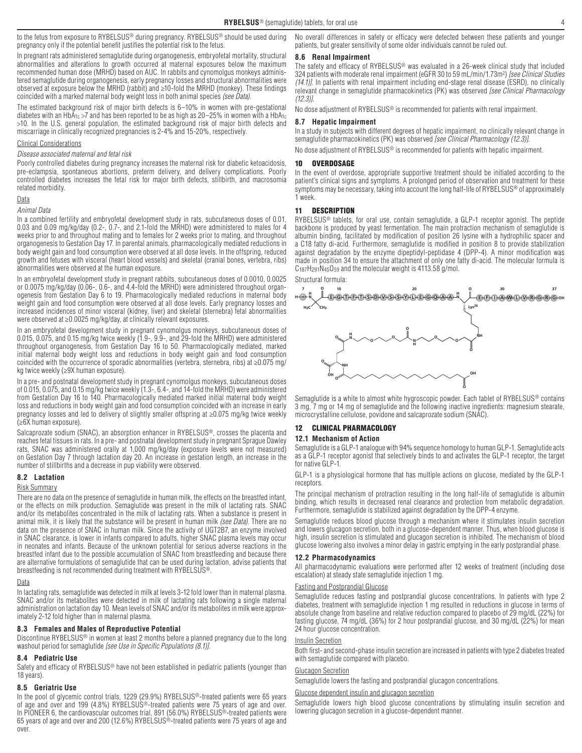to the fetus from exposure to RYBELSUS® during pregnancy. RYBELSUS® should be used during pregnancy only if the potential benefit justifies the potential risk to the fetus.

In pregnant rats administered semaglutide during organogenesis, embryofetal mortality, structural abnormalities and alterations to growth occurred at maternal exposures below the maximum recommended human dose (MRHD) based on AUC. In rabbits and cynomolgus monkeys administered semaglutide during organogenesis, early pregnancy losses and structural abnormalities were observed at exposure below the MRHD (rabbit) and ≥10-fold the MRHD (monkey). These findings coincided with a marked maternal body weight loss in both animal species *(see Data)*.

The estimated background risk of major birth defects is 6–10% in women with pre-gestational diabetes with an $HbA_{1c}$ >7 and has been reported to be as high as 20–25% in women with a $HbA_{1c}$ >10. In the U.S. general population, the estimated background risk of major birth defects and miscarriage in clinically recognized pregnancies is 2-4% and 15-20%, respectively.

Clinical Considerations

*Disease associated maternal and fetal risk*

Poorly controlled diabetes during pregnancy increases the maternal risk for diabetic ketoacidosis, pre-eclampsia, spontaneous abortions, preterm delivery, and delivery complications. Poorly controlled diabetes increases the fetal risk for major birth defects, stillbirth, and macrosomia related morbidity.

Data

*Animal Data*

In a combined fertility and embryofetal development study in rats, subcutaneous doses of 0.01, 0.03 and 0.09 mg/kg/day (0.2-, 0.7-, and 2.1-fold the MRHD) were administered to males for 4 weeks prior to and throughout mating and to females for 2 weeks prior to mating, and throughout organogenesis to Gestation Day 17. In parental animals, pharmacologically mediated reductions in body weight gain and food consumption were observed at all dose levels. In the offspring, reduced growth and fetuses with visceral (heart blood vessels) and skeletal (cranial bones, vertebra, ribs) abnormalities were observed at the human exposure.

In an embryofetal development study in pregnant rabbits, subcutaneous doses of 0.0010, 0.0025 or 0.0075 mg/kg/day (0.06-, 0.6-, and 4.4-fold the MRHD) were administered throughout organogenesis from Gestation Day 6 to 19. Pharmacologically mediated reductions in maternal body weight gain and food consumption were observed at all dose levels. Early pregnancy losses and increased incidences of minor visceral (kidney, liver) and skeletal (sternebra) fetal abnormalities were observed at ≥0.0025 mg/kg/day, at clinically relevant exposures.

In an embryofetal development study in pregnant cynomolgus monkeys, subcutaneous doses of 0.015, 0.075, and 0.15 mg/kg twice weekly (1.9-, 9.9-, and 29-fold the MRHD) were administered throughout organogenesis, from Gestation Day 16 to 50. Pharmacologically mediated, marked initial maternal body weight loss and reductions in body weight gain and food consumption coincided with the occurrence of sporadic abnormalities (vertebra, sternebra, ribs) at ≥0.075 mg/kg twice weekly (≥9X human exposure).

In a pre- and postnatal development study in pregnant cynomolgus monkeys, subcutaneous doses of 0.015, 0.075, and 0.15 mg/kg twice weekly (1.3-, 6.4-, and 14-fold the MRHD) were administered from Gestation Day 16 to 140. Pharmacologically mediated marked initial maternal body weight loss and reductions in body weight gain and food consumption coincided with an increase in early pregnancy losses and led to delivery of slightly smaller offspring at ≥0.075 mg/kg twice weekly (≥6X human exposure).

Salcaprozate sodium (SNAC), an absorption enhancer in RYBELSUS®, crosses the placenta and reaches fetal tissues in rats. In a pre- and postnatal development study in pregnant Sprague Dawley rats, SNAC was administered orally at 1,000 mg/kg/day (exposure levels were not measured) on Gestation Day 7 through lactation day 20. An increase in gestation length, an increase in the number of stillbirths and a decrease in pup viability were observed.

### 8.2 Lactation

Risk Summary

There are no data on the presence of semaglutide in human milk, the effects on the breastfed infant, or the effects on milk production. Semaglutide was present in the milk of lactating rats. SNAC and/or its metabolites concentrated in the milk of lactating rats. When a substance is present in animal milk, it is likely that the substance will be present in human milk *(see Data)*. There are no data on the presence of SNAC in human milk. Since the activity of UGT2B7, an enzyme involved in SNAC clearance, is lower in infants compared to adults, higher SNAC plasma levels may occur in neonates and infants. Because of the unknown potential for serious adverse reactions in the breastfed infant due to the possible accumulation of SNAC from breastfeeding and because there are alternative formulations of semaglutide that can be used during lactation, advise patients that breastfeeding is not recommended during treatment with RYBELSUS®.

Data

In lactating rats, semaglutide was detected in milk at levels 3-12 fold lower than in maternal plasma. SNAC and/or its metabolites were detected in milk of lactating rats following a single maternal administration on lactation day 10. Mean levels of SNAC and/or its metabolites in milk were approximately 2-12 fold higher than in maternal plasma.

### 8.3 Females and Males of Reproductive Potential

Discontinue RYBELSUS® in women at least 2 months before a planned pregnancy due to the long washout period for semaglutide *[see Use in Specific Populations (8.1)]*.

### 8.4 Pediatric Use

Safety and efficacy of RYBELSUS® have not been established in pediatric patients (younger than 18 years).

### 8.5 Geriatric Use

In the pool of glycemic control trials, 1229 (29.9%) RYBELSUS®-treated patients were 65 years of age and over and 199 (4.8%) RYBELSUS®-treated patients were 75 years of age and over. In PIONEER 6, the cardiovascular outcomes trial, 891 (56.0%) RYBELSUS®-treated patients were 65 years of age and over and 200 (12.6%) RYBELSUS®-treated patients were 75 years of age and over.

No overall differences in safety or efficacy were detected between these patients and younger patients, but greater sensitivity of some older individuals cannot be ruled out.

### 8.6 Renal Impairment

The safety and efficacy of RYBELSUS® was evaluated in a 26-week clinical study that included 324 patients with moderate renal impairment (eGFR 30 to 59 mL/min/1.73m²) *[see Clinical Studies (14.1)]*. In patients with renal impairment including end-stage renal disease (ESRD), no clinically relevant change in semaglutide pharmacokinetics (PK) was observed *[see Clinical Pharmacology (12.3)]*.

No dose adjustment of RYBELSUS® is recommended for patients with renal impairment.

### 8.7 Hepatic Impairment

In a study in subjects with different degrees of hepatic impairment, no clinically relevant change in semaglutide pharmacokinetics (PK) was observed *[see Clinical Pharmacology (12.3)]*.

No dose adjustment of RYBELSUS® is recommended for patients with hepatic impairment.

## 10 OVERDOSAGE

In the event of overdose, appropriate supportive treatment should be initiated according to the patient's clinical signs and symptoms. A prolonged period of observation and treatment for these symptoms may be necessary, taking into account the long half-life of RYBELSUS® of approximately 1 week.

## 11 DESCRIPTION

RYBELSUS® tablets, for oral use, contain semaglutide, a GLP-1 receptor agonist. The peptide backbone is produced by yeast fermentation. The main protraction mechanism of semaglutide is albumin binding, facilitated by modification of position 26 lysine with a hydrophilic spacer and a C18 fatty di-acid. Furthermore, semaglutide is modified in position 8 to provide stabilization against degradation by the enzyme dipeptidyl-peptidase 4 (DPP-4). A minor modification was made in position 34 to ensure the attachment of only one fatty di-acid. The molecular formula is $C_{187}H_{291}N_{45}O_{59}$ and the molecular weight is 4113.58 g/mol.

Structural formula:

Semaglutide is a white to almost white hygroscopic powder. Each tablet of RYBELSUS® contains 3 mg, 7 mg or 14 mg of semaglutide and the following inactive ingredients: magnesium stearate, microcrystalline cellulose, povidone and salcaprozate sodium (SNAC).

## 12 CLINICAL PHARMACOLOGY

### 12.1 Mechanism of Action

Semaglutide is a GLP-1 analogue with 94% sequence homology to human GLP-1. Semaglutide acts as a GLP-1 receptor agonist that selectively binds to and activates the GLP-1 receptor, the target for native GLP-1.

GLP-1 is a physiological hormone that has multiple actions on glucose, mediated by the GLP-1 receptors.

The principal mechanism of protraction resulting in the long half-life of semaglutide is albumin binding, which results in decreased renal clearance and protection from metabolic degradation. Furthermore, semaglutide is stabilized against degradation by the DPP-4 enzyme.

Semaglutide reduces blood glucose through a mechanism where it stimulates insulin secretion and lowers glucagon secretion, both in a glucose-dependent manner. Thus, when blood glucose is high, insulin secretion is stimulated and glucagon secretion is inhibited. The mechanism of blood glucose lowering also involves a minor delay in gastric emptying in the early postprandial phase.

### 12.2 Pharmacodynamics

All pharmacodynamic evaluations were performed after 12 weeks of treatment (including dose escalation) at steady state semaglutide injection 1 mg.

Fasting and Postprandial Glucose

Semaglutide reduces fasting and postprandial glucose concentrations. In patients with type 2 diabetes, treatment with semaglutide injection 1 mg resulted in reductions in glucose in terms of absolute change from baseline and relative reduction compared to placebo of 29 mg/dL (22%) for fasting glucose, 74 mg/dL (36%) for 2 hour postprandial glucose, and 30 mg/dL (22%) for mean 24 hour glucose concentration.

Insulin Secretion

Both first- and second-phase insulin secretion are increased in patients with type 2 diabetes treated with semaglutide compared with placebo.

Glucagon Secretion

Semaglutide lowers the fasting and postprandial glucagon concentrations.

Glucose dependent insulin and glucagon secretion

Semaglutide lowers high blood glucose concentrations by stimulating insulin secretion and lowering glucagon secretion in a glucose-dependent manner.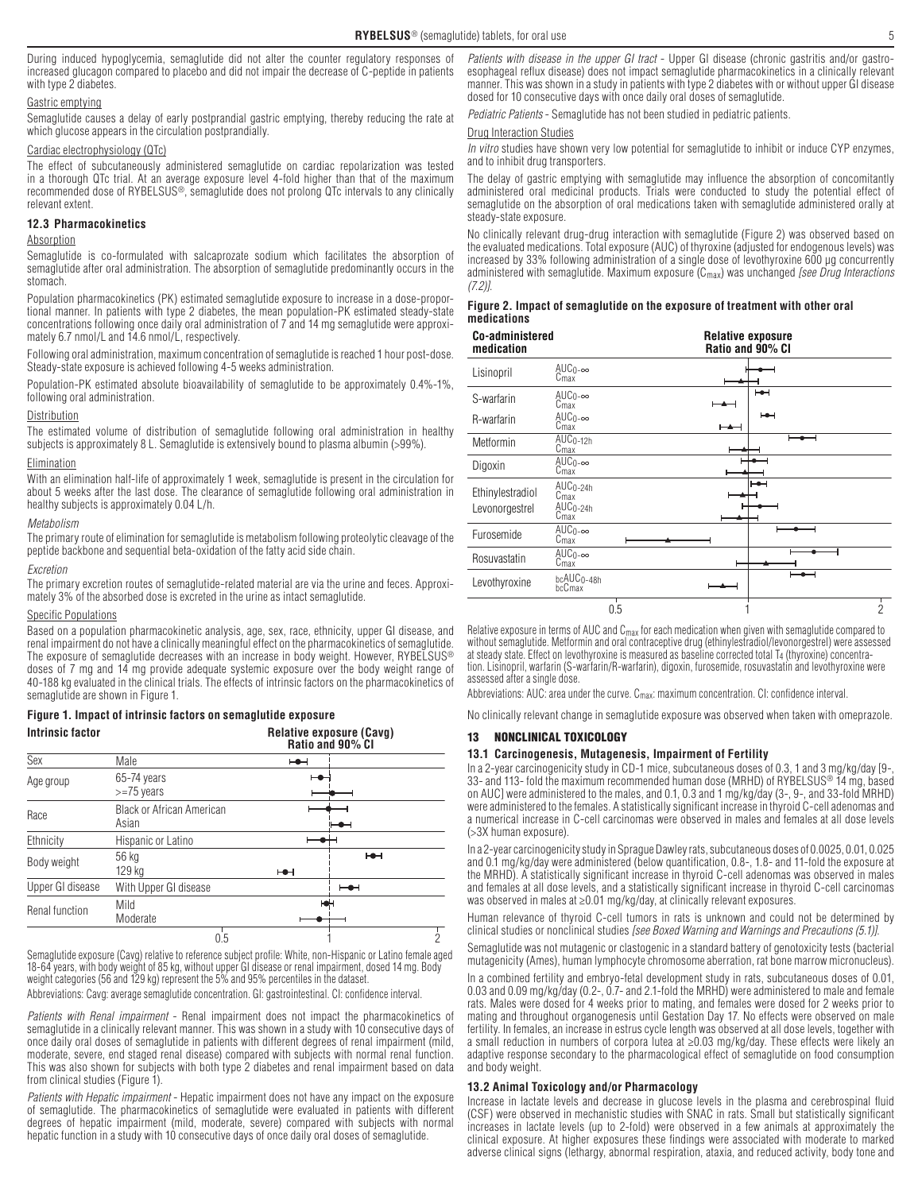During induced hypoglycemia, semaglutide did not alter the counter regulatory responses of increased glucagon compared to placebo and did not impair the decrease of C-peptide in patients with type 2 diabetes.

Gastric emptying

Semaglutide causes a delay of early postprandial gastric emptying, thereby reducing the rate at which glucose appears in the circulation postprandially.

Cardiac electrophysiology (QTc)

The effect of subcutaneously administered semaglutide on cardiac repolarization was tested in a thorough QTc trial. At an average exposure level 4-fold higher than that of the maximum recommended dose of RYBELSUS®, semaglutide does not prolong QTc intervals to any clinically relevant extent.

### 12.3 Pharmacokinetics

Absorption

Semaglutide is co-formulated with salcaprozate sodium which facilitates the absorption of semaglutide after oral administration. The absorption of semaglutide predominantly occurs in the stomach.

Population pharmacokinetics (PK) estimated semaglutide exposure to increase in a dose-proportional manner. In patients with type 2 diabetes, the mean population-PK estimated steady-state concentrations following once daily oral administration of 7 and 14 mg semaglutide were approximately 6.7 nmol/L and 14.6 nmol/L, respectively.

Following oral administration, maximum concentration of semaglutide is reached 1 hour post-dose. Steady-state exposure is achieved following 4-5 weeks administration.

Population-PK estimated absolute bioavailability of semaglutide to be approximately 0.4%-1%, following oral administration.

Distribution

The estimated volume of distribution of semaglutide following oral administration in healthy subjects is approximately 8 L. Semaglutide is extensively bound to plasma albumin (>99%).

Elimination

With an elimination half-life of approximately 1 week, semaglutide is present in the circulation for about 5 weeks after the last dose. The clearance of semaglutide following oral administration in healthy subjects is approximately 0.04 L/h.

*Metabolism*

The primary route of elimination for semaglutide is metabolism following proteolytic cleavage of the peptide backbone and sequential beta-oxidation of the fatty acid side chain.

*Excretion*

The primary excretion routes of semaglutide-related material are via the urine and feces. Approximately 3% of the absorbed dose is excreted in the urine as intact semaglutide.

Specific Populations

Based on a population pharmacokinetic analysis, age, sex, race, ethnicity, upper GI disease, and renal impairment do not have a clinically meaningful effect on the pharmacokinetics of semaglutide. The exposure of semaglutide decreases with an increase in body weight. However, RYBELSUS® doses of 7 mg and 14 mg provide adequate systemic exposure over the body weight range of 40-188 kg evaluated in the clinical trials. The effects of intrinsic factors on the pharmacokinetics of semaglutide are shown in Figure 1.

**Figure 1. Impact of intrinsic factors on semaglutide exposure**

| Intrinsic factor | | Relative exposure (Cavg) Ratio and 90% CI |
|---|---|---|
| Sex | Male | |
| Age group | 65-74 years | |
| | >=75 years | |
| Race | Black or African American | |
| | Asian | |
| Ethnicity | Hispanic or Latino | |
| Body weight | 56 kg | |
| | 129 kg | |
| Upper GI disease | With Upper GI disease | |
| Renal function | Mild | |
| | Moderate | |

Semaglutide exposure (Cavg) relative to reference subject profile: White, non-Hispanic or Latino female aged 18-64 years, with body weight of 85 kg, without upper GI disease or renal impairment, dosed 14 mg. Body weight categories (56 and 129 kg) represent the 5% and 95% percentiles in the dataset.

Abbreviations: Cavg: average semaglutide concentration. GI: gastrointestinal. CI: confidence interval.

*Patients with Renal impairment* - Renal impairment does not impact the pharmacokinetics of semaglutide in a clinically relevant manner. This was shown in a study with 10 consecutive days of once daily oral doses of semaglutide in patients with different degrees of renal impairment (mild, moderate, severe, end staged renal disease) compared with subjects with normal renal function. This was also shown for subjects with both type 2 diabetes and renal impairment based on data from clinical studies (Figure 1).

*Patients with Hepatic impairment* - Hepatic impairment does not have any impact on the exposure of semaglutide. The pharmacokinetics of semaglutide were evaluated in patients with different degrees of hepatic impairment (mild, moderate, severe) compared with subjects with normal hepatic function in a study with 10 consecutive days of once daily oral doses of semaglutide.

*Patients with disease in the upper GI tract* - Upper GI disease (chronic gastritis and/or gastroesophageal reflux disease) does not impact semaglutide pharmacokinetics in a clinically relevant manner. This was shown in a study in patients with type 2 diabetes with or without upper GI disease dosed for 10 consecutive days with once daily oral doses of semaglutide.

*Pediatric Patients* - Semaglutide has not been studied in pediatric patients.

Drug Interaction Studies

*In vitro* studies have shown very low potential for semaglutide to inhibit or induce CYP enzymes, and to inhibit drug transporters.

The delay of gastric emptying with semaglutide may influence the absorption of concomitantly administered oral medicinal products. Trials were conducted to study the potential effect of semaglutide on the absorption of oral medications taken with semaglutide administered orally at steady-state exposure.

No clinically relevant drug-drug interaction with semaglutide (Figure 2) was observed based on the evaluated medications. Total exposure (AUC) of thyroxine (adjusted for endogenous levels) was increased by 33% following administration of a single dose of levothyroxine 600 µg concurrently administered with semaglutide. Maximum exposure ($C_{max}$) was unchanged *[see Drug Interactions (7.2)]*.

**Figure 2. Impact of semaglutide on the exposure of treatment with other oral medications**

| Co-administered medication | | Relative exposure Ratio and 90% CI |
|---|---|---|
| Lisinopril | $AUC_{0-\infty}$ | |
| | $C_{max}$ | |
| S-warfarin | $AUC_{0-\infty}$ | |
| | $C_{max}$ | |
| R-warfarin | $AUC_{0-\infty}$ | |
| | $C_{max}$ | |
| Metformin | $AUC_{0-12h}$ | |
| | $C_{max}$ | |
| Digoxin | $AUC_{0-\infty}$ | |
| | $C_{max}$ | |
| Ethinylestradiol | $AUC_{0-24h}$ | |
| | $C_{max}$ | |
| Levonorgestrel | $AUC_{0-24h}$ | |
| | $C_{max}$ | |
| Furosemide | $AUC_{0-\infty}$ | |
| | $C_{max}$ | |
| Rosuvastatin | $AUC_{0-\infty}$ | |
| | $C_{max}$ | |
| Levothyroxine | $bcAUC_{0-48h}$ | |
| | $bcC_{max}$ | |

Relative exposure in terms of AUC and $C_{max}$ for each medication when given with semaglutide compared to without semaglutide. Metformin and oral contraceptive drug (ethinylestradiol/levonorgestrel) were assessed at steady state. Effect on levothyroxine is measured as baseline corrected total $T_4$ (thyroxine) concentration. Lisinopril, warfarin (S-warfarin/R-warfarin), digoxin, furosemide, rosuvastatin and levothyroxine were assessed after a single dose.

Abbreviations: AUC: area under the curve. $C_{max}$: maximum concentration. CI: confidence interval.

No clinically relevant change in semaglutide exposure was observed when taken with omeprazole.

## 13 NONCLINICAL TOXICOLOGY

### 13.1 Carcinogenesis, Mutagenesis, Impairment of Fertility

In a 2-year carcinogenicity study in CD-1 mice, subcutaneous doses of 0.3, 1 and 3 mg/kg/day [9-, 33- and 113- fold the maximum recommended human dose (MRHD) of RYBELSUS® 14 mg, based on AUC] were administered to the males, and 0.1, 0.3 and 1 mg/kg/day (3-, 9-, and 33-fold MRHD) were administered to the females. A statistically significant increase in thyroid C-cell adenomas and a numerical increase in C-cell carcinomas were observed in males and females at all dose levels (>3X human exposure).

In a 2-year carcinogenicity study in Sprague Dawley rats, subcutaneous doses of 0.0025, 0.01, 0.025 and 0.1 mg/kg/day were administered (below quantification, 0.8-, 1.8- and 11-fold the exposure at the MRHD). A statistically significant increase in thyroid C-cell adenomas was observed in males and females at all dose levels, and a statistically significant increase in thyroid C-cell carcinomas was observed in males at ≥0.01 mg/kg/day, at clinically relevant exposures.

Human relevance of thyroid C-cell tumors in rats is unknown and could not be determined by clinical studies or nonclinical studies *[see Boxed Warning and Warnings and Precautions (5.1)]*.

Semaglutide was not mutagenic or clastogenic in a standard battery of genotoxicity tests (bacterial mutagenicity (Ames), human lymphocyte chromosome aberration, rat bone marrow micronucleus).

In a combined fertility and embryo-fetal development study in rats, subcutaneous doses of 0.01, 0.03 and 0.09 mg/kg/day (0.2-, 0.7- and 2.1-fold the MRHD) were administered to male and female rats. Males were dosed for 4 weeks prior to mating, and females were dosed for 2 weeks prior to mating and throughout organogenesis until Gestation Day 17. No effects were observed on male fertility. In females, an increase in estrus cycle length was observed at all dose levels, together with a small reduction in numbers of corpora lutea at ≥0.03 mg/kg/day. These effects were likely an adaptive response secondary to the pharmacological effect of semaglutide on food consumption and body weight.

### 13.2 Animal Toxicology and/or Pharmacology

Increase in lactate levels and decrease in glucose levels in the plasma and cerebrospinal fluid (CSF) were observed in mechanistic studies with SNAC in rats. Small but statistically significant increases in lactate levels (up to 2-fold) were observed in a few animals at approximately the clinical exposure. At higher exposures these findings were associated with moderate to marked adverse clinical signs (lethargy, abnormal respiration, ataxia, and reduced activity, body tone and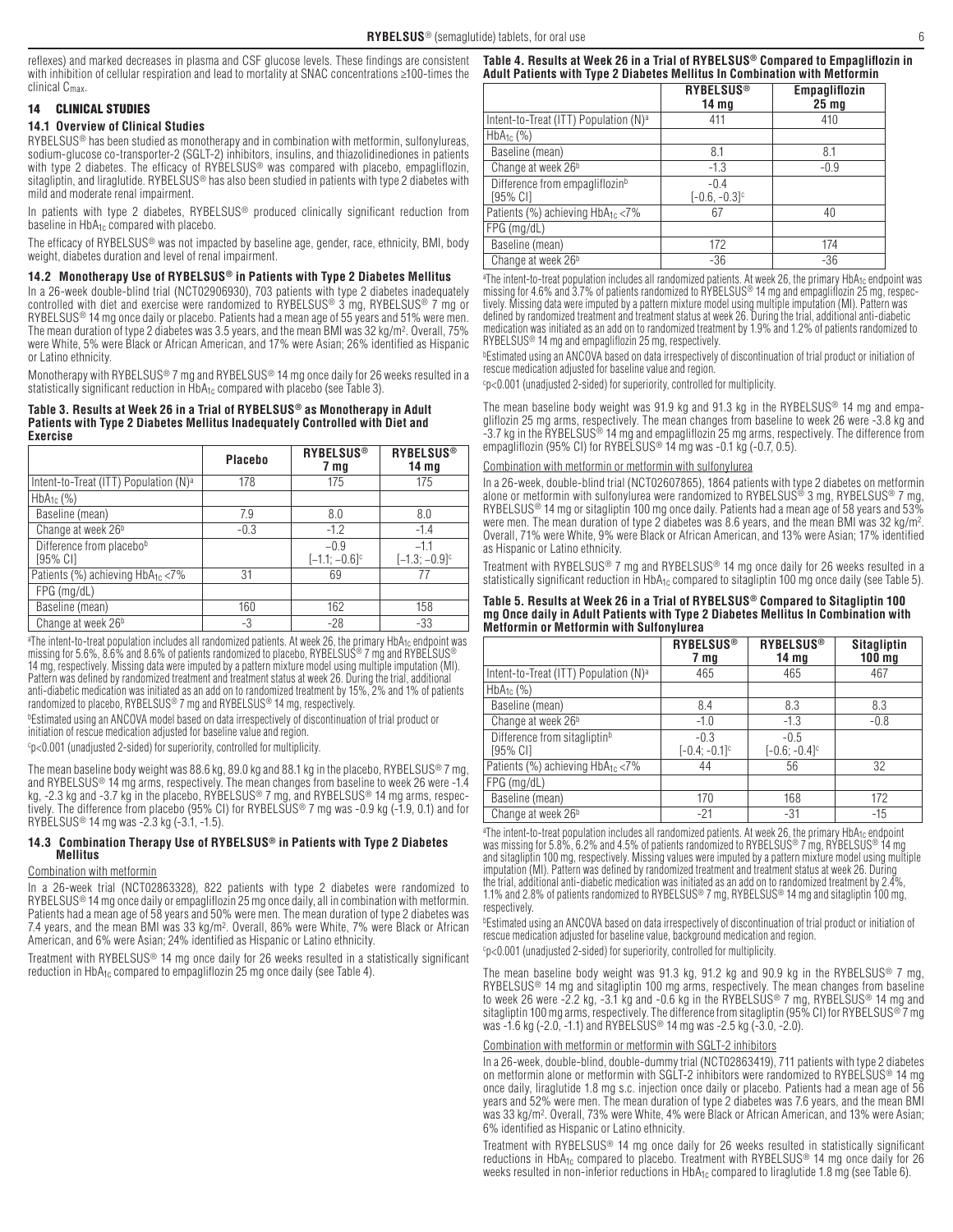reflexes) and marked decreases in plasma and CSF glucose levels. These findings are consistent with inhibition of cellular respiration and lead to mortality at SNAC concentrations ≥100-times the clinical $C_{max}$.

## 14 CLINICAL STUDIES

### 14.1 Overview of Clinical Studies

RYBELSUS® has been studied as monotherapy and in combination with metformin, sulfonylureas, sodium-glucose co-transporter-2 (SGLT-2) inhibitors, insulins, and thiazolidinediones in patients with type 2 diabetes. The efficacy of RYBELSUS® was compared with placebo, empagliflozin, sitagliptin, and liraglutide. RYBELSUS® has also been studied in patients with type 2 diabetes with mild and moderate renal impairment.

In patients with type 2 diabetes, RYBELSUS® produced clinically significant reduction from baseline in $HbA_{1c}$ compared with placebo.

The efficacy of RYBELSUS® was not impacted by baseline age, gender, race, ethnicity, BMI, body weight, diabetes duration and level of renal impairment.

### 14.2 Monotherapy Use of RYBELSUS® in Patients with Type 2 Diabetes Mellitus

In a 26-week double-blind trial (NCT02906930), 703 patients with type 2 diabetes inadequately controlled with diet and exercise were randomized to RYBELSUS® 3 mg, RYBELSUS® 7 mg or RYBELSUS® 14 mg once daily or placebo. Patients had a mean age of 55 years and 51% were men. The mean duration of type 2 diabetes was 3.5 years, and the mean BMI was 32 kg/m². Overall, 75% were White, 5% were Black or African American, and 17% were Asian; 26% identified as Hispanic or Latino ethnicity.

Monotherapy with RYBELSUS® 7 mg and RYBELSUS® 14 mg once daily for 26 weeks resulted in a statistically significant reduction in $HbA_{1c}$ compared with placebo (see Table 3).

**Table 3. Results at Week 26 in a Trial of RYBELSUS® as Monotherapy in Adult Patients with Type 2 Diabetes Mellitus Inadequately Controlled with Diet and Exercise**

| | Placebo | RYBELSUS® 7 mg | RYBELSUS® 14 mg |
|---|---|---|---|
| Intent-to-Treat (ITT) Population (N)[a] | 178 | 175 | 175 |
| $HbA_{1c}$ (%) | | | |
| Baseline (mean) | 7.9 | 8.0 | 8.0 |
| Change at week 26[b] | -0.3 | -1.2 | -1.4 |
| Difference from placebo[b] [95% CI] | | -0.9 [-1.1; -0.6][c] | -1.1 [-1.3; -0.9][c] |
| Patients (%) achieving $HbA_{1c}$ <7% | 31 | 69 | 77 |
| FPG (mg/dL) | | | |
| Baseline (mean) | 160 | 162 | 158 |
| Change at week 26[b] | -3 | -28 | -33 |

[a]The intent-to-treat population includes all randomized patients. At week 26, the primary $HbA_{1c}$ endpoint was missing for 5.6%, 8.6% and 8.6% of patients randomized to placebo, RYBELSUS® 7 mg and RYBELSUS® 14 mg, respectively. Missing data were imputed by a pattern mixture model using multiple imputation (MI). Pattern was defined by randomized treatment and treatment status at week 26. During the trial, additional anti-diabetic medication was initiated as an add on to randomized treatment by 15%, 2% and 1% of patients randomized to placebo, RYBELSUS® 7 mg and RYBELSUS® 14 mg, respectively.

[b]Estimated using an ANCOVA model based on data irrespectively of discontinuation of trial product or initiation of rescue medication adjusted for baseline value and region.

[c]p<0.001 (unadjusted 2-sided) for superiority, controlled for multiplicity.

The mean baseline body weight was 88.6 kg, 89.0 kg and 88.1 kg in the placebo, RYBELSUS® 7 mg, and RYBELSUS® 14 mg arms, respectively. The mean changes from baseline to week 26 were -1.4 kg, -2.3 kg and -3.7 kg in the placebo, RYBELSUS® 7 mg, and RYBELSUS® 14 mg arms, respectively. The difference from placebo (95% CI) for RYBELSUS® 7 mg was -0.9 kg (-1.9, 0.1) and for RYBELSUS® 14 mg was -2.3 kg (-3.1, -1.5).

### 14.3 Combination Therapy Use of RYBELSUS® in Patients with Type 2 Diabetes Mellitus

Combination with metformin

In a 26-week trial (NCT02863328), 822 patients with type 2 diabetes were randomized to RYBELSUS® 14 mg once daily or empagliflozin 25 mg once daily, all in combination with metformin. Patients had a mean age of 58 years and 50% were men. The mean duration of type 2 diabetes was 7.4 years, and the mean BMI was 33 kg/m². Overall, 86% were White, 7% were Black or African American, and 6% were Asian; 24% identified as Hispanic or Latino ethnicity.

Treatment with RYBELSUS® 14 mg once daily for 26 weeks resulted in a statistically significant reduction in $HbA_{1c}$ compared to empagliflozin 25 mg once daily (see Table 4).

**Table 4. Results at Week 26 in a Trial of RYBELSUS® Compared to Empagliflozin in Adult Patients with Type 2 Diabetes Mellitus In Combination with Metformin**

| | RYBELSUS® 14 mg | Empagliflozin 25 mg |
|---|---|---|
| Intent-to-Treat (ITT) Population (N)[a] | 411 | 410 |
| $HbA_{1c}$ (%) | | |
| Baseline (mean) | 8.1 | 8.1 |
| Change at week 26[b] | -1.3 | -0.9 |
| Difference from empagliflozin[b] [95% CI] | -0.4 [-0.6, -0.3][c] | |
| Patients (%) achieving $HbA_{1c}$ <7% | 67 | 40 |
| FPG (mg/dL) | | |
| Baseline (mean) | 172 | 174 |
| Change at week 26[b] | -36 | -36 |

[a]The intent-to-treat population includes all randomized patients. At week 26, the primary $HbA_{1c}$ endpoint was missing for 4.6% and 3.7% of patients randomized to RYBELSUS® 14 mg and empagliflozin 25 mg, respectively. Missing data were imputed by a pattern mixture model using multiple imputation (MI). Pattern was defined by randomized treatment and treatment status at week 26. During the trial, additional anti-diabetic medication was initiated as an add on to randomized treatment by 1.9% and 1.2% of patients randomized to RYBELSUS® 14 mg and empagliflozin 25 mg, respectively.

[b]Estimated using an ANCOVA based on data irrespectively of discontinuation of trial product or initiation of rescue medication adjusted for baseline value and region.

[c]p<0.001 (unadjusted 2-sided) for superiority, controlled for multiplicity.

The mean baseline body weight was 91.9 kg and 91.3 kg in the RYBELSUS® 14 mg and empagliflozin 25 mg arms, respectively. The mean changes from baseline to week 26 were -3.8 kg and -3.7 kg in the RYBELSUS® 14 mg and empagliflozin 25 mg arms, respectively. The difference from empagliflozin (95% CI) for RYBELSUS® 14 mg was -0.1 kg (-0.7, 0.5).

Combination with metformin or metformin with sulfonylurea

In a 26-week, double-blind trial (NCT02607865), 1864 patients with type 2 diabetes on metformin alone or metformin with sulfonylurea were randomized to RYBELSUS® 3 mg, RYBELSUS® 7 mg, RYBELSUS® 14 mg or sitagliptin 100 mg once daily. Patients had a mean age of 58 years and 53% were men. The mean duration of type 2 diabetes was 8.6 years, and the mean BMI was 32 kg/m². Overall, 71% were White, 9% were Black or African American, and 13% were Asian; 17% identified as Hispanic or Latino ethnicity.

Treatment with RYBELSUS® 7 mg and RYBELSUS® 14 mg once daily for 26 weeks resulted in a statistically significant reduction in $HbA_{1c}$ compared to sitagliptin 100 mg once daily (see Table 5).

**Table 5. Results at Week 26 in a Trial of RYBELSUS® Compared to Sitagliptin 100 mg Once daily in Adult Patients with Type 2 Diabetes Mellitus In Combination with Metformin or Metformin with Sulfonylurea**

| | RYBELSUS® 7 mg | RYBELSUS® 14 mg | Sitagliptin 100 mg |
|---|---|---|---|
| Intent-to-Treat (ITT) Population (N)[a] | 465 | 465 | 467 |
| $HbA_{1c}$ (%) | | | |
| Baseline (mean) | 8.4 | 8.3 | 8.3 |
| Change at week 26[b] | -1.0 | -1.3 | -0.8 |
| Difference from sitagliptin[b] [95% CI] | -0.3 [-0.4; -0.1][c] | -0.5 [-0.6; -0.4][c] | |
| Patients (%) achieving $HbA_{1c}$ <7% | 44 | 56 | 32 |
| FPG (mg/dL) | | | |
| Baseline (mean) | 170 | 168 | 172 |
| Change at week 26[b] | -21 | -31 | -15 |

[a]The intent-to-treat population includes all randomized patients. At week 26, the primary $HbA_{1c}$ endpoint was missing for 5.8%, 6.2% and 4.5% of patients randomized to RYBELSUS® 7 mg, RYBELSUS® 14 mg and sitagliptin 100 mg, respectively. Missing values were imputed by a pattern mixture model using multiple imputation (MI). Pattern was defined by randomized treatment and treatment status at week 26. During the trial, additional anti-diabetic medication was initiated as an add on to randomized treatment by 2.4%, 1.1% and 2.8% of patients randomized to RYBELSUS® 7 mg, RYBELSUS® 14 mg and sitagliptin 100 mg, respectively.

[b]Estimated using an ANCOVA based on data irrespectively of discontinuation of trial product or initiation of rescue medication adjusted for baseline value, background medication and region.

[c]p<0.001 (unadjusted 2-sided) for superiority, controlled for multiplicity.

The mean baseline body weight was 91.3 kg, 91.2 kg and 90.9 kg in the RYBELSUS® 7 mg, RYBELSUS® 14 mg and sitagliptin 100 mg arms, respectively. The mean changes from baseline to week 26 were -2.2 kg, -3.1 kg and -0.6 kg in the RYBELSUS® 7 mg, RYBELSUS® 14 mg and sitagliptin 100 mg arms, respectively. The difference from sitagliptin (95% CI) for RYBELSUS® 7 mg was -1.6 kg (-2.0, -1.1) and RYBELSUS® 14 mg was -2.5 kg (-3.0, -2.0).

Combination with metformin or metformin with SGLT-2 inhibitors

In a 26-week, double-blind, double-dummy trial (NCT02863419), 711 patients with type 2 diabetes on metformin alone or metformin with SGLT-2 inhibitors were randomized to RYBELSUS® 14 mg once daily, liraglutide 1.8 mg s.c. injection once daily or placebo. Patients had a mean age of 56 years and 52% were men. The mean duration of type 2 diabetes was 7.6 years, and the mean BMI was 33 kg/m². Overall, 73% were White, 4% were Black or African American, and 13% were Asian; 6% identified as Hispanic or Latino ethnicity.

Treatment with RYBELSUS® 14 mg once daily for 26 weeks resulted in statistically significant reductions in $HbA_{1c}$ compared to placebo. Treatment with RYBELSUS® 14 mg once daily for 26 weeks resulted in non-inferior reductions in $HbA_{1c}$ compared to liraglutide 1.8 mg (see Table 6).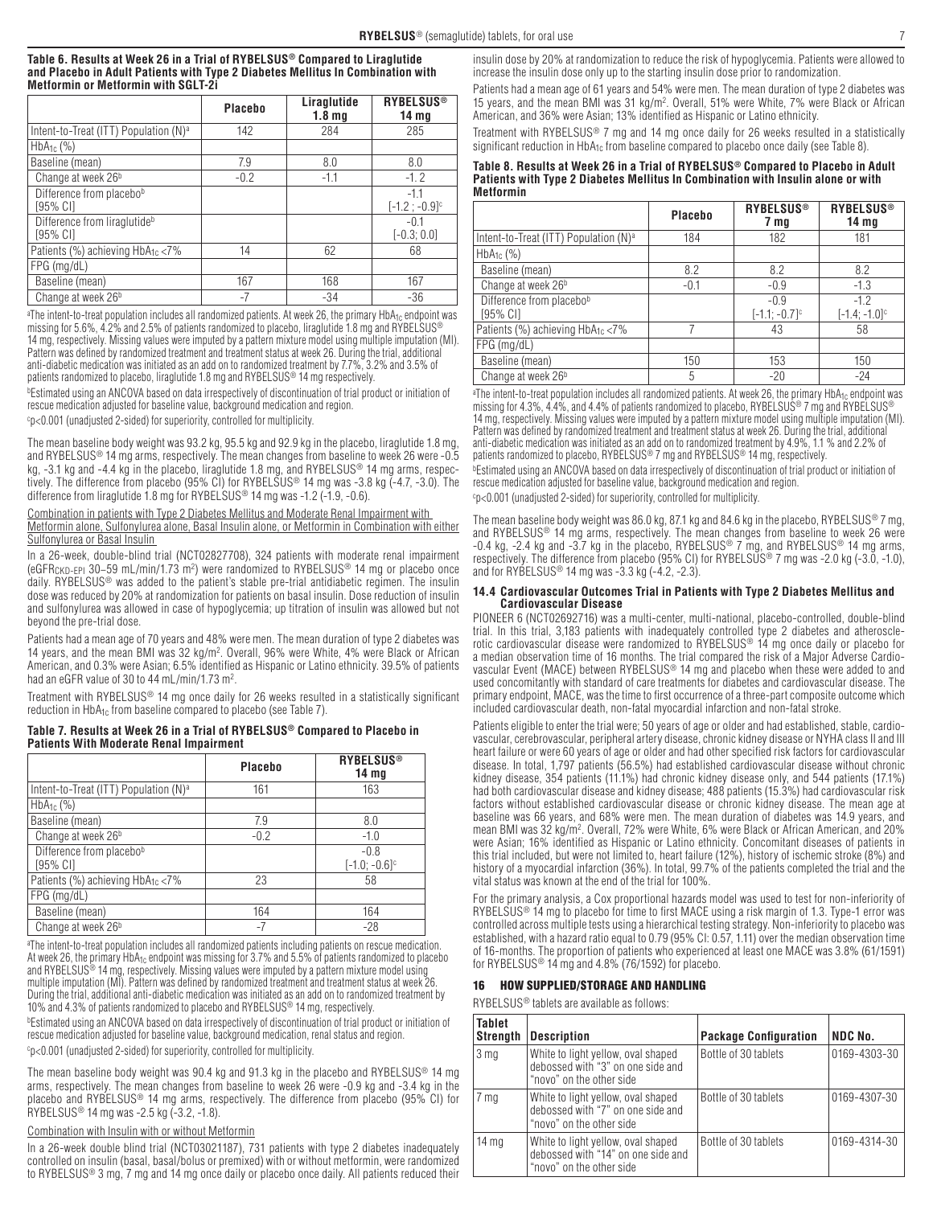**Table 6. Results at Week 26 in a Trial of RYBELSUS® Compared to Liraglutide and Placebo in Adult Patients with Type 2 Diabetes Mellitus In Combination with Metformin or Metformin with SGLT-2i**

| | Placebo | Liraglutide 1.8 mg | RYBELSUS® 14 mg |
|---|---|---|---|
| Intent-to-Treat (ITT) Population (N)[a] | 142 | 284 | 285 |
| $HbA_{1c}$ (%) | | | |
| Baseline (mean) | 7.9 | 8.0 | 8.0 |
| Change at week 26[b] | -0.2 | -1.1 | -1.2 |
| Difference from placebo[b] [95% CI] | | | -1.1 [-1.2 ; -0.9][c] |
| Difference from liraglutide[b] [95% CI] | | | -0.1 [-0.3; 0.0] |
| Patients (%) achieving $HbA_{1c}$ <7% | 14 | 62 | 68 |
| FPG (mg/dL) | | | |
| Baseline (mean) | 167 | 168 | 167 |
| Change at week 26[b] | -7 | -34 | -36 |

[a]The intent-to-treat population includes all randomized patients. At week 26, the primary $HbA_{1c}$ endpoint was missing for 5.6%, 4.2% and 2.5% of patients randomized to placebo, liraglutide 1.8 mg and RYBELSUS® 14 mg, respectively. Missing values were imputed by a pattern mixture model using multiple imputation (MI). Pattern was defined by randomized treatment and treatment status at week 26. During the trial, additional anti-diabetic medication was initiated as an add on to randomized treatment by 7.7%, 3.2% and 3.5% of patients randomized to placebo, liraglutide 1.8 mg and RYBELSUS® 14 mg respectively.

[b]Estimated using an ANCOVA based on data irrespectively of discontinuation of trial product or initiation of rescue medication adjusted for baseline value, background medication and region.

[c]p<0.001 (unadjusted 2-sided) for superiority, controlled for multiplicity.

The mean baseline body weight was 93.2 kg, 95.5 kg and 92.9 kg in the placebo, liraglutide 1.8 mg, and RYBELSUS® 14 mg arms, respectively. The mean changes from baseline to week 26 were -0.5 kg, -3.1 kg and -4.4 kg in the placebo, liraglutide 1.8 mg, and RYBELSUS® 14 mg arms, respectively. The difference from placebo (95% CI) for RYBELSUS® 14 mg was -3.8 kg (-4.7, -3.0). The difference from liraglutide 1.8 mg for RYBELSUS® 14 mg was -1.2 (-1.9, -0.6).

Combination in patients with Type 2 Diabetes Mellitus and Moderate Renal Impairment with Metformin alone, Sulfonylurea alone, Basal Insulin alone, or Metformin in Combination with either Sulfonylurea or Basal Insulin

In a 26-week, double-blind trial (NCT02827708), 324 patients with moderate renal impairment ($eGFR_{CKD-EPI}$ 30–59 mL/min/1.73 m²) were randomized to RYBELSUS® 14 mg or placebo once daily. RYBELSUS® was added to the patient's stable pre-trial antidiabetic regimen. The insulin dose was reduced by 20% at randomization for patients on basal insulin. Dose reduction of insulin and sulfonylurea was allowed in case of hypoglycemia; up titration of insulin was allowed but not beyond the pre-trial dose.

Patients had a mean age of 70 years and 48% were men. The mean duration of type 2 diabetes was 14 years, and the mean BMI was 32 kg/m². Overall, 96% were White, 4% were Black or African American, and 0.3% were Asian; 6.5% identified as Hispanic or Latino ethnicity. 39.5% of patients had an eGFR value of 30 to 44 mL/min/1.73 m².

Treatment with RYBELSUS® 14 mg once daily for 26 weeks resulted in a statistically significant reduction in $HbA_{1c}$ from baseline compared to placebo (see Table 7).

**Table 7. Results at Week 26 in a Trial of RYBELSUS® Compared to Placebo in Patients With Moderate Renal Impairment**

| | Placebo | RYBELSUS® 14 mg |
|---|---|---|
| Intent-to-Treat (ITT) Population (N)[a] | 161 | 163 |
| $HbA_{1c}$ (%) | | |
| Baseline (mean) | 7.9 | 8.0 |
| Change at week 26[b] | -0.2 | -1.0 |
| Difference from placebo[b] [95% CI] | | -0.8 [-1.0; -0.6][c] |
| Patients (%) achieving $HbA_{1c}$ <7% | 23 | 58 |
| FPG (mg/dL) | | |
| Baseline (mean) | 164 | 164 |
| Change at week 26[b] | -7 | -28 |

[a]The intent-to-treat population includes all randomized patients including patients on rescue medication. At week 26, the primary $HbA_{1c}$ endpoint was missing for 3.7% and 5.5% of patients randomized to placebo and RYBELSUS® 14 mg, respectively. Missing values were imputed by a pattern mixture model using multiple imputation (MI). Pattern was defined by randomized treatment and treatment status at week 26. During the trial, additional anti-diabetic medication was initiated as an add on to randomized treatment by 10% and 4.3% of patients randomized to placebo and RYBELSUS® 14 mg, respectively.

[b]Estimated using an ANCOVA based on data irrespectively of discontinuation of trial product or initiation of rescue medication adjusted for baseline value, background medication, renal status and region.

[c]p<0.001 (unadjusted 2-sided) for superiority, controlled for multiplicity.

The mean baseline body weight was 90.4 kg and 91.3 kg in the placebo and RYBELSUS® 14 mg arms, respectively. The mean changes from baseline to week 26 were -0.9 kg and -3.4 kg in the placebo and RYBELSUS® 14 mg arms, respectively. The difference from placebo (95% CI) for RYBELSUS® 14 mg was -2.5 kg (-3.2, -1.8).

Combination with Insulin with or without Metformin

In a 26-week double blind trial (NCT03021187), 731 patients with type 2 diabetes inadequately controlled on insulin (basal, basal/bolus or premixed) with or without metformin, were randomized to RYBELSUS® 3 mg, 7 mg and 14 mg once daily or placebo once daily. All patients reduced their insulin dose by 20% at randomization to reduce the risk of hypoglycemia. Patients were allowed to increase the insulin dose only up to the starting insulin dose prior to randomization.

Patients had a mean age of 61 years and 54% were men. The mean duration of type 2 diabetes was 15 years, and the mean BMI was 31 kg/m². Overall, 51% were White, 7% were Black or African American, and 36% were Asian; 13% identified as Hispanic or Latino ethnicity.

Treatment with RYBELSUS® 7 mg and 14 mg once daily for 26 weeks resulted in a statistically significant reduction in $HbA_{1c}$ from baseline compared to placebo once daily (see Table 8).

**Table 8. Results at Week 26 in a Trial of RYBELSUS® Compared to Placebo in Adult Patients with Type 2 Diabetes Mellitus In Combination with Insulin alone or with Metformin**

| | Placebo | RYBELSUS® 7 mg | RYBELSUS® 14 mg |
|---|---|---|---|
| Intent-to-Treat (ITT) Population (N)[a] | 184 | 182 | 181 |
| $HbA_{1c}$ (%) | | | |
| Baseline (mean) | 8.2 | 8.2 | 8.2 |
| Change at week 26[b] | -0.1 | -0.9 | -1.3 |
| Difference from placebo[b] [95% CI] | | -0.9 [-1.1; -0.7][c] | -1.2 [-1.4; -1.0][c] |
| Patients (%) achieving $HbA_{1c}$ <7% | 7 | 43 | 58 |
| FPG (mg/dL) | | | |
| Baseline (mean) | 150 | 153 | 150 |
| Change at week 26[b] | 5 | -20 | -24 |

[a]The intent-to-treat population includes all randomized patients. At week 26, the primary $HbA_{1c}$ endpoint was missing for 4.3%, 4.4%, and 4.4% of patients randomized to placebo, RYBELSUS® 7 mg and RYBELSUS® 14 mg, respectively. Missing values were imputed by a pattern mixture model using multiple imputation (MI). Pattern was defined by randomized treatment and treatment status at week 26. During the trial, additional anti-diabetic medication was initiated as an add on to randomized treatment by 4.9%, 1.1 % and 2.2% of patients randomized to placebo, RYBELSUS® 7 mg and RYBELSUS® 14 mg, respectively.

[b]Estimated using an ANCOVA based on data irrespectively of discontinuation of trial product or initiation of rescue medication adjusted for baseline value, background medication and region.

[c]p<0.001 (unadjusted 2-sided) for superiority, controlled for multiplicity.

The mean baseline body weight was 86.0 kg, 87.1 kg and 84.6 kg in the placebo, RYBELSUS® 7 mg, and RYBELSUS® 14 mg arms, respectively. The mean changes from baseline to week 26 were -0.4 kg, -2.4 kg and -3.7 kg in the placebo, RYBELSUS® 7 mg, and RYBELSUS® 14 mg arms, respectively. The difference from placebo (95% CI) for RYBELSUS® 7 mg was -2.0 kg (-3.0, -1.0), and for RYBELSUS® 14 mg was -3.3 kg (-4.2, -2.3).

### 14.4 Cardiovascular Outcomes Trial in Patients with Type 2 Diabetes Mellitus and Cardiovascular Disease

PIONEER 6 (NCT02692716) was a multi-center, multi-national, placebo-controlled, double-blind trial. In this trial, 3,183 patients with inadequately controlled type 2 diabetes and atherosclerotic cardiovascular disease were randomized to RYBELSUS® 14 mg once daily or placebo for a median observation time of 16 months. The trial compared the risk of a Major Adverse Cardiovascular Event (MACE) between RYBELSUS® 14 mg and placebo when these were added to and used concomitantly with standard of care treatments for diabetes and cardiovascular disease. The primary endpoint, MACE, was the time to first occurrence of a three-part composite outcome which included cardiovascular death, non-fatal myocardial infarction and non-fatal stroke.

Patients eligible to enter the trial were; 50 years of age or older and had established, stable, cardiovascular, cerebrovascular, peripheral artery disease, chronic kidney disease or NYHA class II and III heart failure or were 60 years of age or older and had other specified risk factors for cardiovascular disease. In total, 1,797 patients (56.5%) had established cardiovascular disease without chronic kidney disease, 354 patients (11.1%) had chronic kidney disease only, and 544 patients (17.1%) had both cardiovascular disease and kidney disease; 488 patients (15.3%) had cardiovascular risk factors without established cardiovascular disease or chronic kidney disease. The mean age at baseline was 66 years, and 68% were men. The mean duration of diabetes was 14.9 years, and mean BMI was 32 kg/m². Overall, 72% were White, 6% were Black or African American, and 20% were Asian; 16% identified as Hispanic or Latino ethnicity. Concomitant diseases of patients in this trial included, but were not limited to, heart failure (12%), history of ischemic stroke (8%) and history of a myocardial infarction (36%). In total, 99.7% of the patients completed the trial and the vital status was known at the end of the trial for 100%.

For the primary analysis, a Cox proportional hazards model was used to test for non-inferiority of RYBELSUS® 14 mg to placebo for time to first MACE using a risk margin of 1.3. Type-1 error was controlled across multiple tests using a hierarchical testing strategy. Non-inferiority to placebo was established, with a hazard ratio equal to 0.79 (95% CI: 0.57, 1.11) over the median observation time of 16-months. The proportion of patients who experienced at least one MACE was 3.8% (61/1591) for RYBELSUS® 14 mg and 4.8% (76/1592) for placebo.

## 16 HOW SUPPLIED/STORAGE AND HANDLING

RYBELSUS® tablets are available as follows:

| Tablet Strength | Description | Package Configuration | NDC No. |
|---|---|---|---|
| 3 mg | White to light yellow, oval shaped debossed with "3" on one side and "novo" on the other side | Bottle of 30 tablets | 0169-4303-30 |
| 7 mg | White to light yellow, oval shaped debossed with "7" on one side and "novo" on the other side | Bottle of 30 tablets | 0169-4307-30 |
| 14 mg | White to light yellow, oval shaped debossed with "14" on one side and "novo" on the other side | Bottle of 30 tablets | 0169-4314-30 |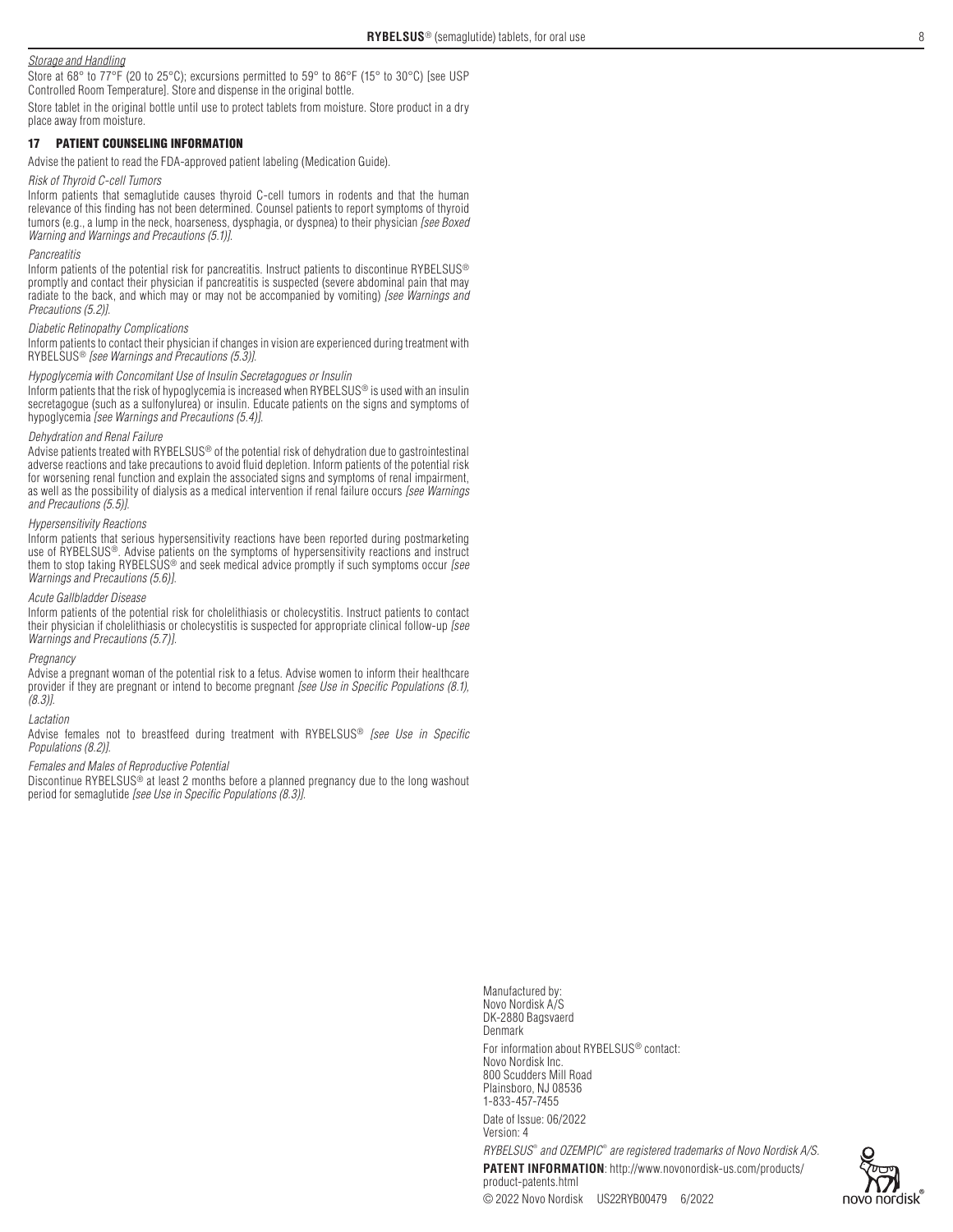*Storage and Handling*

Store at 68° to 77°F (20 to 25°C); excursions permitted to 59° to 86°F (15° to 30°C) [see USP Controlled Room Temperature]. Store and dispense in the original bottle.

Store tablet in the original bottle until use to protect tablets from moisture. Store product in a dry place away from moisture.

## 17 PATIENT COUNSELING INFORMATION

Advise the patient to read the FDA-approved patient labeling (Medication Guide).

*Risk of Thyroid C-cell Tumors*

Inform patients that semaglutide causes thyroid C-cell tumors in rodents and that the human relevance of this finding has not been determined. Counsel patients to report symptoms of thyroid tumors (e.g., a lump in the neck, hoarseness, dysphagia, or dyspnea) to their physician *[see Boxed Warning and Warnings and Precautions (5.1)]*.

*Pancreatitis*

Inform patients of the potential risk for pancreatitis. Instruct patients to discontinue RYBELSUS® promptly and contact their physician if pancreatitis is suspected (severe abdominal pain that may radiate to the back, and which may or may not be accompanied by vomiting) *[see Warnings and Precautions (5.2)]*.

*Diabetic Retinopathy Complications*

Inform patients to contact their physician if changes in vision are experienced during treatment with RYBELSUS® *[see Warnings and Precautions (5.3)]*.

*Hypoglycemia with Concomitant Use of Insulin Secretagogues or Insulin*

Inform patients that the risk of hypoglycemia is increased when RYBELSUS® is used with an insulin secretagogue (such as a sulfonylurea) or insulin. Educate patients on the signs and symptoms of hypoglycemia *[see Warnings and Precautions (5.4)]*.

*Dehydration and Renal Failure*

Advise patients treated with RYBELSUS® of the potential risk of dehydration due to gastrointestinal adverse reactions and take precautions to avoid fluid depletion. Inform patients of the potential risk for worsening renal function and explain the associated signs and symptoms of renal impairment, as well as the possibility of dialysis as a medical intervention if renal failure occurs *[see Warnings and Precautions (5.5)]*.

*Hypersensitivity Reactions*

Inform patients that serious hypersensitivity reactions have been reported during postmarketing use of RYBELSUS®. Advise patients on the symptoms of hypersensitivity reactions and instruct them to stop taking RYBELSUS® and seek medical advice promptly if such symptoms occur *[see Warnings and Precautions (5.6)]*.

*Acute Gallbladder Disease*

Inform patients of the potential risk for cholelithiasis or cholecystitis. Instruct patients to contact their physician if cholelithiasis or cholecystitis is suspected for appropriate clinical follow-up *[see Warnings and Precautions (5.7)]*.

*Pregnancy*

Advise a pregnant woman of the potential risk to a fetus. Advise women to inform their healthcare provider if they are pregnant or intend to become pregnant *[see Use in Specific Populations (8.1), (8.3)]*.

*Lactation*

Advise females not to breastfeed during treatment with RYBELSUS® *[see Use in Specific Populations (8.2)]*.

*Females and Males of Reproductive Potential*

Discontinue RYBELSUS® at least 2 months before a planned pregnancy due to the long washout period for semaglutide *[see Use in Specific Populations (8.3)]*.

Manufactured by:
Novo Nordisk A/S
DK-2880 Bagsvaerd
Denmark

For information about RYBELSUS® contact:
Novo Nordisk Inc.
800 Scudders Mill Road
Plainsboro, NJ 08536
1-833-457-7455

Date of Issue: 06/2022
Version: 4

*RYBELSUS® and OZEMPIC® are registered trademarks of Novo Nordisk A/S.*

**PATENT INFORMATION**: http://www.novonordisk-us.com/products/product-patents.html

© 2022 Novo Nordisk US22RYB00479 6/2022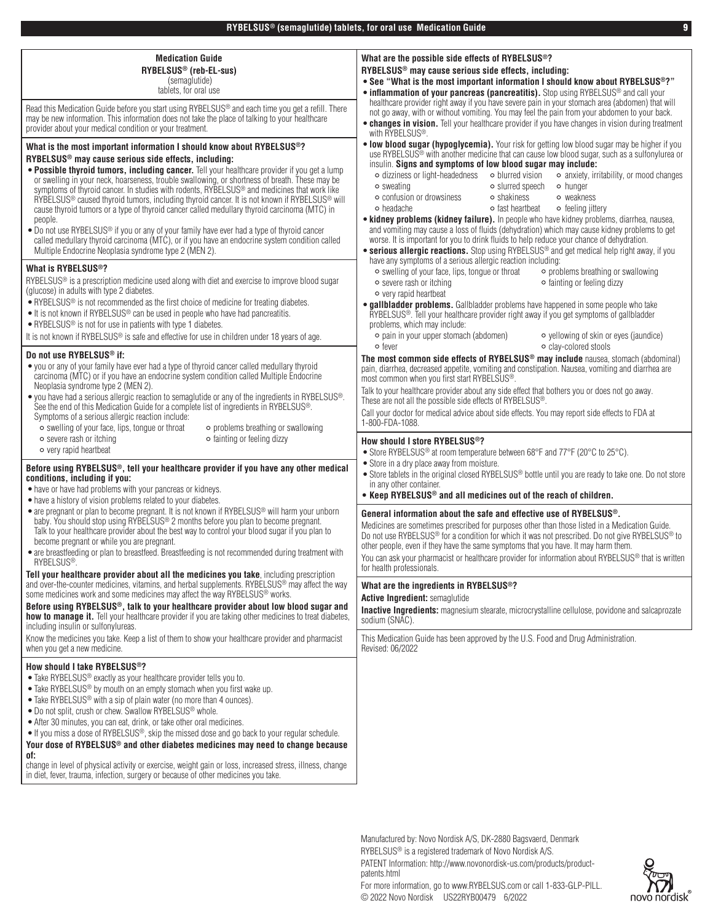# Medication Guide

**RYBELSUS® (reb-EL-sus)**
(semaglutide)
tablets, for oral use

Read this Medication Guide before you start using RYBELSUS® and each time you get a refill. There may be new information. This information does not take the place of talking to your healthcare provider about your medical condition or your treatment.

## What is the most important information I should know about RYBELSUS®?

**RYBELSUS® may cause serious side effects, including:**

- **Possible thyroid tumors, including cancer.** Tell your healthcare provider if you get a lump or swelling in your neck, hoarseness, trouble swallowing, or shortness of breath. These may be symptoms of thyroid cancer. In studies with rodents, RYBELSUS® and medicines that work like RYBELSUS® caused thyroid tumors, including thyroid cancer. It is not known if RYBELSUS® will cause thyroid tumors or a type of thyroid cancer called medullary thyroid carcinoma (MTC) in people.
- Do not use RYBELSUS® if you or any of your family have ever had a type of thyroid cancer called medullary thyroid carcinoma (MTC), or if you have an endocrine system condition called Multiple Endocrine Neoplasia syndrome type 2 (MEN 2).

## What is RYBELSUS®?

RYBELSUS® is a prescription medicine used along with diet and exercise to improve blood sugar (glucose) in adults with type 2 diabetes.

- RYBELSUS® is not recommended as the first choice of medicine for treating diabetes.
- It is not known if RYBELSUS® can be used in people who have had pancreatitis.
- RYBELSUS® is not for use in patients with type 1 diabetes.

It is not known if RYBELSUS® is safe and effective for use in children under 18 years of age.

## Do not use RYBELSUS® if:

- you or any of your family have ever had a type of thyroid cancer called medullary thyroid carcinoma (MTC) or if you have an endocrine system condition called Multiple Endocrine Neoplasia syndrome type 2 (MEN 2).
- you have had a serious allergic reaction to semaglutide or any of the ingredients in RYBELSUS®. See the end of this Medication Guide for a complete list of ingredients in RYBELSUS®. Symptoms of a serious allergic reaction include:
  - swelling of your face, lips, tongue or throat
  - problems breathing or swallowing
  - severe rash or itching
  - fainting or feeling dizzy
  - very rapid heartbeat

## Before using RYBELSUS®, tell your healthcare provider if you have any other medical conditions, including if you:

- have or have had problems with your pancreas or kidneys.
- have a history of vision problems related to your diabetes.
- are pregnant or plan to become pregnant. It is not known if RYBELSUS® will harm your unborn baby. You should stop using RYBELSUS® 2 months before you plan to become pregnant. Talk to your healthcare provider about the best way to control your blood sugar if you plan to become pregnant or while you are pregnant.
- are breastfeeding or plan to breastfeed. Breastfeeding is not recommended during treatment with RYBELSUS®.

**Tell your healthcare provider about all the medicines you take**, including prescription and over-the-counter medicines, vitamins, and herbal supplements. RYBELSUS® may affect the way some medicines work and some medicines may affect the way RYBELSUS® works.

**Before using RYBELSUS®, talk to your healthcare provider about low blood sugar and how to manage it.** Tell your healthcare provider if you are taking other medicines to treat diabetes, including insulin or sulfonylureas.

Know the medicines you take. Keep a list of them to show your healthcare provider and pharmacist when you get a new medicine.

## How should I take RYBELSUS®?

- Take RYBELSUS® exactly as your healthcare provider tells you to.
- Take RYBELSUS® by mouth on an empty stomach when you first wake up.
- Take RYBELSUS® with a sip of plain water (no more than 4 ounces).
- Do not split, crush or chew. Swallow RYBELSUS® whole.
- After 30 minutes, you can eat, drink, or take other oral medicines.
- If you miss a dose of RYBELSUS®, skip the missed dose and go back to your regular schedule.

**Your dose of RYBELSUS® and other diabetes medicines may need to change because of:**
change in level of physical activity or exercise, weight gain or loss, increased stress, illness, change in diet, fever, trauma, infection, surgery or because of other medicines you take.

## What are the possible side effects of RYBELSUS®?

**RYBELSUS® may cause serious side effects, including:**

- **See "What is the most important information I should know about RYBELSUS®?"**
- **inflammation of your pancreas (pancreatitis).** Stop using RYBELSUS® and call your healthcare provider right away if you have severe pain in your stomach area (abdomen) that will not go away, with or without vomiting. You may feel the pain from your abdomen to your back.
- **changes in vision.** Tell your healthcare provider if you have changes in vision during treatment with RYBELSUS®.
- **low blood sugar (hypoglycemia).** Your risk for getting low blood sugar may be higher if you use RYBELSUS® with another medicine that can cause low blood sugar, such as a sulfonylurea or insulin. **Signs and symptoms of low blood sugar may include:**
  - dizziness or light-headedness
  - blurred vision
  - anxiety, irritability, or mood changes
  - sweating
  - slurred speech
  - hunger
  - confusion or drowsiness
  - shakiness
  - weakness
  - headache
  - fast heartbeat
  - feeling jittery
- **kidney problems (kidney failure).** In people who have kidney problems, diarrhea, nausea, and vomiting may cause a loss of fluids (dehydration) which may cause kidney problems to get worse. It is important for you to drink fluids to help reduce your chance of dehydration.
- **serious allergic reactions.** Stop using RYBELSUS® and get medical help right away, if you have any symptoms of a serious allergic reaction including:
  - swelling of your face, lips, tongue or throat
  - problems breathing or swallowing
  - severe rash or itching
  - fainting or feeling dizzy
  - very rapid heartbeat
- **gallbladder problems.** Gallbladder problems have happened in some people who take RYBELSUS®. Tell your healthcare provider right away if you get symptoms of gallbladder problems, which may include:
  - pain in your upper stomach (abdomen)
  - yellowing of skin or eyes (jaundice)
  - fever
  - clay-colored stools

**The most common side effects of RYBELSUS® may include** nausea, stomach (abdominal) pain, diarrhea, decreased appetite, vomiting and constipation. Nausea, vomiting and diarrhea are most common when you first start RYBELSUS®.

Talk to your healthcare provider about any side effect that bothers you or does not go away. These are not all the possible side effects of RYBELSUS®.

Call your doctor for medical advice about side effects. You may report side effects to FDA at 1-800-FDA-1088.

## How should I store RYBELSUS®?

- Store RYBELSUS® at room temperature between 68°F and 77°F (20°C to 25°C).
- Store in a dry place away from moisture.
- Store tablets in the original closed RYBELSUS® bottle until you are ready to take one. Do not store in any other container.
- **Keep RYBELSUS® and all medicines out of the reach of children.**

## General information about the safe and effective use of RYBELSUS®.

Medicines are sometimes prescribed for purposes other than those listed in a Medication Guide. Do not use RYBELSUS® for a condition for which it was not prescribed. Do not give RYBELSUS® to other people, even if they have the same symptoms that you have. It may harm them.

You can ask your pharmacist or healthcare provider for information about RYBELSUS® that is written for health professionals.

## What are the ingredients in RYBELSUS®?

**Active Ingredient:** semaglutide

**Inactive Ingredients:** magnesium stearate, microcrystalline cellulose, povidone and salcaprozate sodium (SNAC).

This Medication Guide has been approved by the U.S. Food and Drug Administration.
Revised: 06/2022

Manufactured by: Novo Nordisk A/S, DK-2880 Bagsvaerd, Denmark
RYBELSUS® is a registered trademark of Novo Nordisk A/S.
PATENT Information: http://www.novonordisk-us.com/products/product-patents.html
For more information, go to www.RYBELSUS.com or call 1-833-GLP-PILL.
© 2022 Novo Nordisk US22RYB00479 6/2022